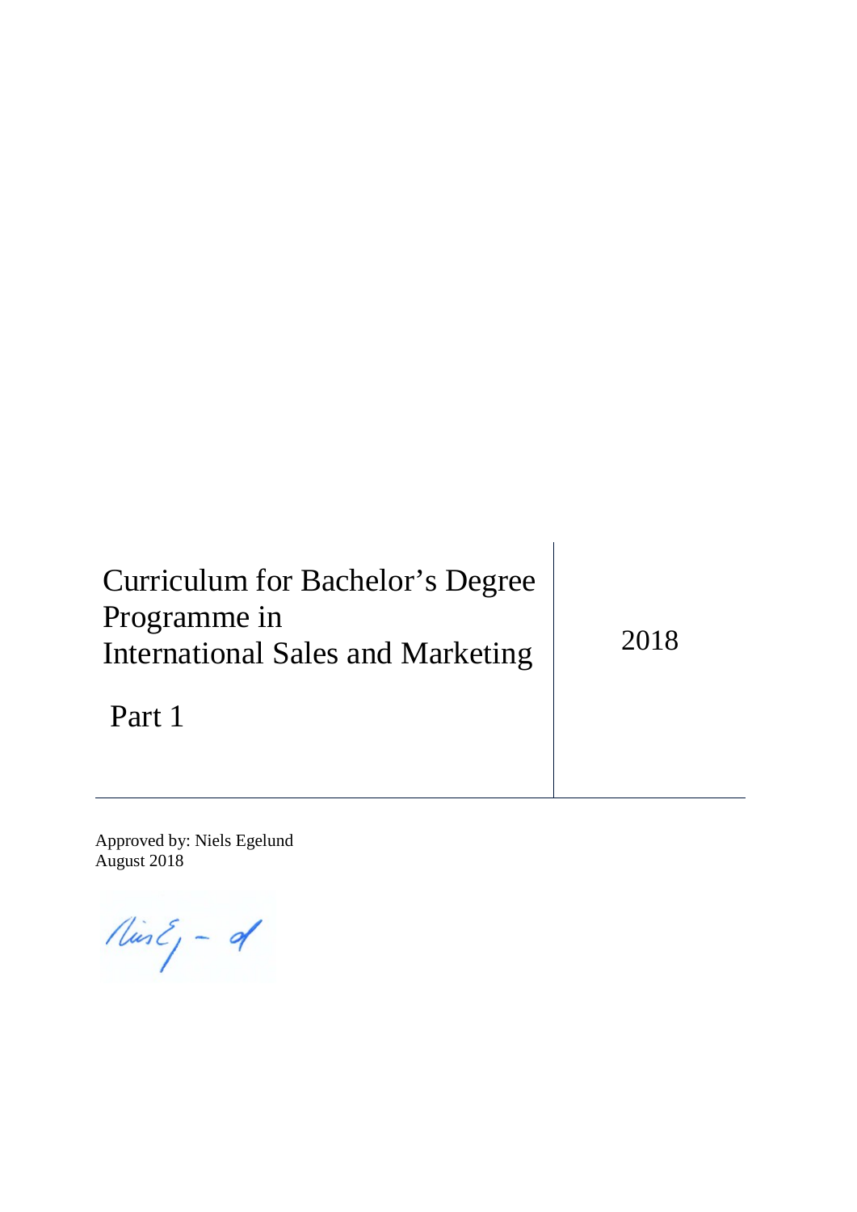# Curriculum for Bachelor's Degree Programme in International Sales and Marketing

2018

Part 1

Approved by: Niels Egelund
August 2018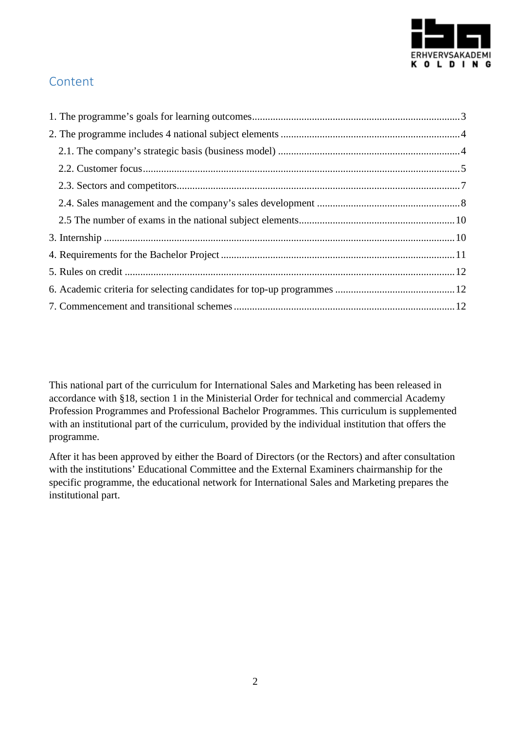## Content

1. The programme's goals for learning outcomes ............ 3
2. The programme includes 4 national subject elements ............ 4
   - 2.1. The company's strategic basis (business model) ............ 4
   - 2.2. Customer focus ............ 5
   - 2.3. Sectors and competitors ............ 7
   - 2.4. Sales management and the company's sales development ............ 8
   - 2.5 The number of exams in the national subject elements ............ 10
3. Internship ............ 10
4. Requirements for the Bachelor Project ............ 11
5. Rules on credit ............ 12
6. Academic criteria for selecting candidates for top-up programmes ............ 12
7. Commencement and transitional schemes ............ 12

This national part of the curriculum for International Sales and Marketing has been released in accordance with §18, section 1 in the Ministerial Order for technical and commercial Academy Profession Programmes and Professional Bachelor Programmes. This curriculum is supplemented with an institutional part of the curriculum, provided by the individual institution that offers the programme.

After it has been approved by either the Board of Directors (or the Rectors) and after consultation with the institutions' Educational Committee and the External Examiners chairmanship for the specific programme, the educational network for International Sales and Marketing prepares the institutional part.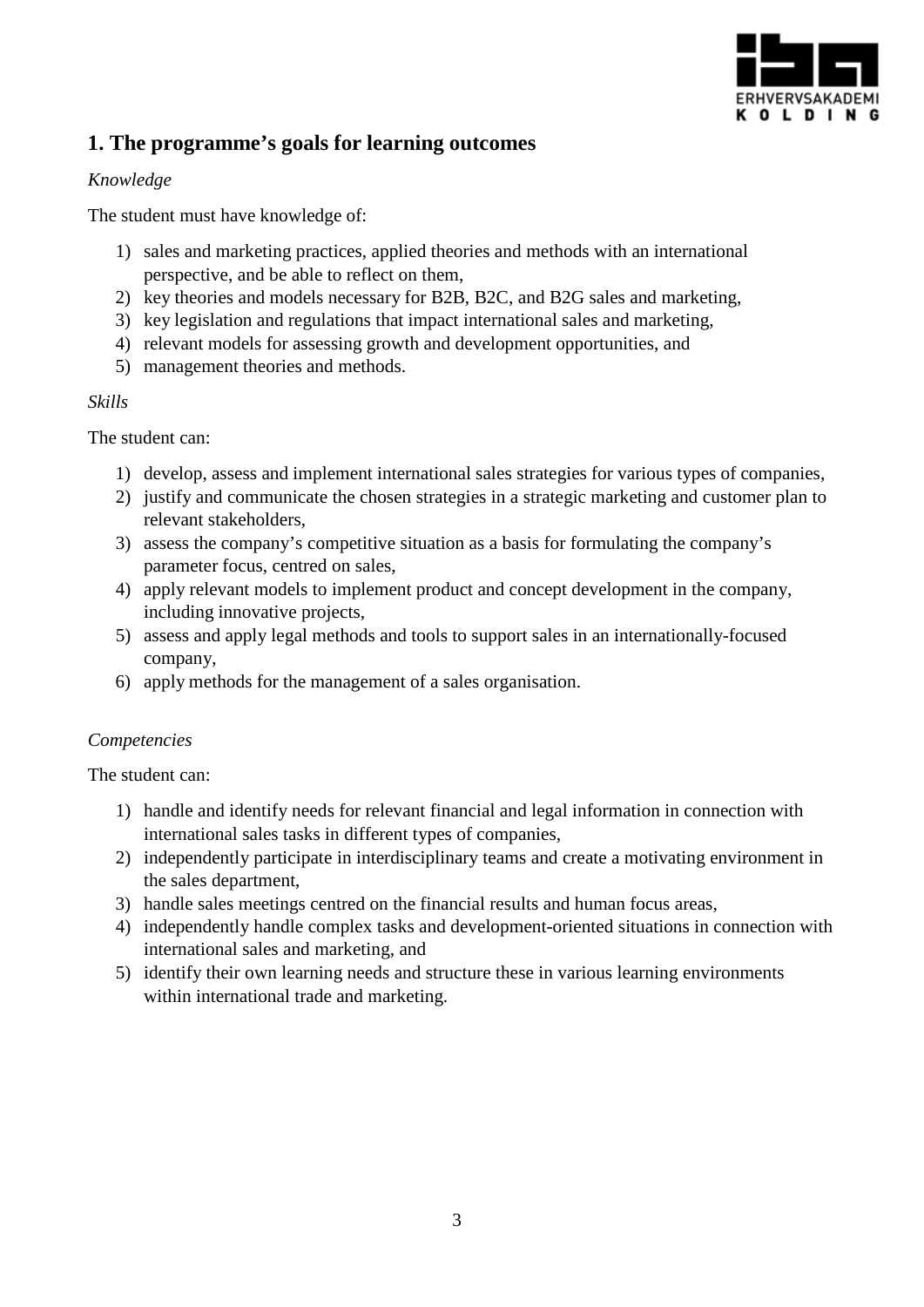## 1. The programme's goals for learning outcomes

*Knowledge*

The student must have knowledge of:

1) sales and marketing practices, applied theories and methods with an international perspective, and be able to reflect on them,
2) key theories and models necessary for B2B, B2C, and B2G sales and marketing,
3) key legislation and regulations that impact international sales and marketing,
4) relevant models for assessing growth and development opportunities, and
5) management theories and methods.

*Skills*

The student can:

1) develop, assess and implement international sales strategies for various types of companies,
2) justify and communicate the chosen strategies in a strategic marketing and customer plan to relevant stakeholders,
3) assess the company's competitive situation as a basis for formulating the company's parameter focus, centred on sales,
4) apply relevant models to implement product and concept development in the company, including innovative projects,
5) assess and apply legal methods and tools to support sales in an internationally-focused company,
6) apply methods for the management of a sales organisation.

*Competencies*

The student can:

1) handle and identify needs for relevant financial and legal information in connection with international sales tasks in different types of companies,
2) independently participate in interdisciplinary teams and create a motivating environment in the sales department,
3) handle sales meetings centred on the financial results and human focus areas,
4) independently handle complex tasks and development-oriented situations in connection with international sales and marketing, and
5) identify their own learning needs and structure these in various learning environments within international trade and marketing.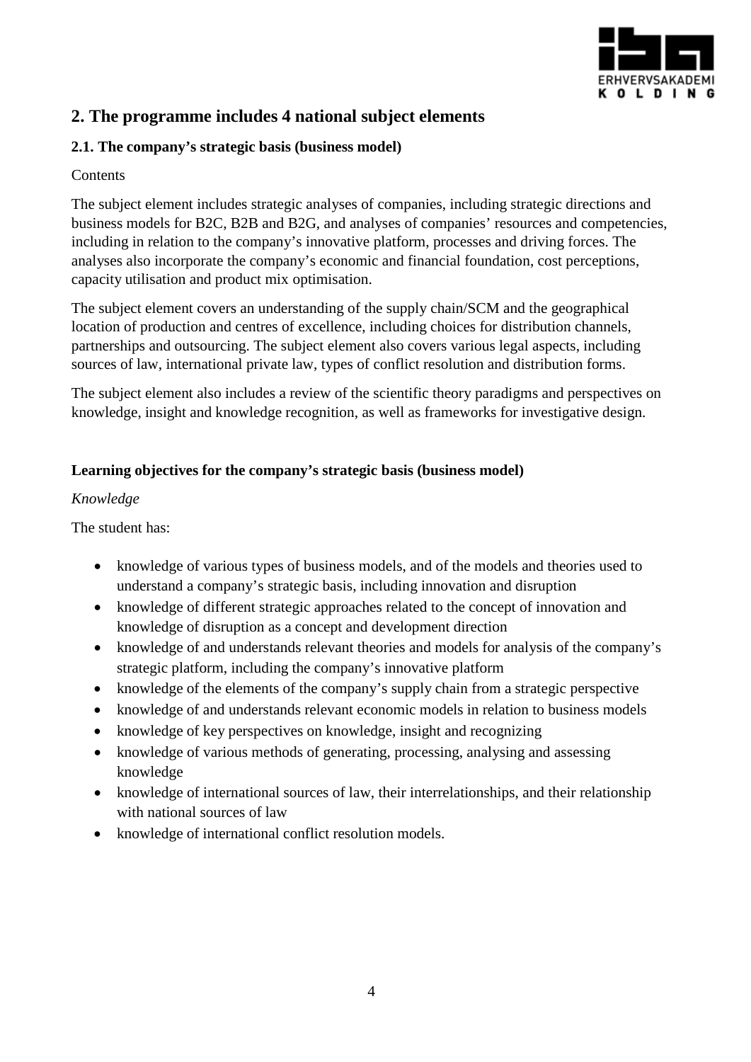## 2. The programme includes 4 national subject elements

### 2.1. The company's strategic basis (business model)

Contents

The subject element includes strategic analyses of companies, including strategic directions and business models for B2C, B2B and B2G, and analyses of companies' resources and competencies, including in relation to the company's innovative platform, processes and driving forces. The analyses also incorporate the company's economic and financial foundation, cost perceptions, capacity utilisation and product mix optimisation.

The subject element covers an understanding of the supply chain/SCM and the geographical location of production and centres of excellence, including choices for distribution channels, partnerships and outsourcing. The subject element also covers various legal aspects, including sources of law, international private law, types of conflict resolution and distribution forms.

The subject element also includes a review of the scientific theory paradigms and perspectives on knowledge, insight and knowledge recognition, as well as frameworks for investigative design.

**Learning objectives for the company's strategic basis (business model)**

*Knowledge*

The student has:

- knowledge of various types of business models, and of the models and theories used to understand a company's strategic basis, including innovation and disruption
- knowledge of different strategic approaches related to the concept of innovation and knowledge of disruption as a concept and development direction
- knowledge of and understands relevant theories and models for analysis of the company's strategic platform, including the company's innovative platform
- knowledge of the elements of the company's supply chain from a strategic perspective
- knowledge of and understands relevant economic models in relation to business models
- knowledge of key perspectives on knowledge, insight and recognizing
- knowledge of various methods of generating, processing, analysing and assessing knowledge
- knowledge of international sources of law, their interrelationships, and their relationship with national sources of law
- knowledge of international conflict resolution models.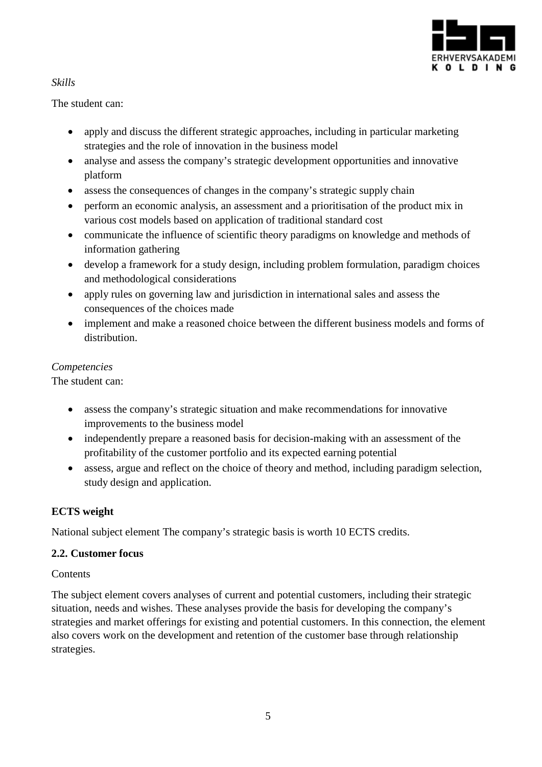*Skills*

The student can:

- apply and discuss the different strategic approaches, including in particular marketing strategies and the role of innovation in the business model
- analyse and assess the company's strategic development opportunities and innovative platform
- assess the consequences of changes in the company's strategic supply chain
- perform an economic analysis, an assessment and a prioritisation of the product mix in various cost models based on application of traditional standard cost
- communicate the influence of scientific theory paradigms on knowledge and methods of information gathering
- develop a framework for a study design, including problem formulation, paradigm choices and methodological considerations
- apply rules on governing law and jurisdiction in international sales and assess the consequences of the choices made
- implement and make a reasoned choice between the different business models and forms of distribution.

*Competencies*

The student can:

- assess the company's strategic situation and make recommendations for innovative improvements to the business model
- independently prepare a reasoned basis for decision-making with an assessment of the profitability of the customer portfolio and its expected earning potential
- assess, argue and reflect on the choice of theory and method, including paradigm selection, study design and application.

**ECTS weight**

National subject element The company's strategic basis is worth 10 ECTS credits.

**2.2. Customer focus**

Contents

The subject element covers analyses of current and potential customers, including their strategic situation, needs and wishes. These analyses provide the basis for developing the company's strategies and market offerings for existing and potential customers. In this connection, the element also covers work on the development and retention of the customer base through relationship strategies.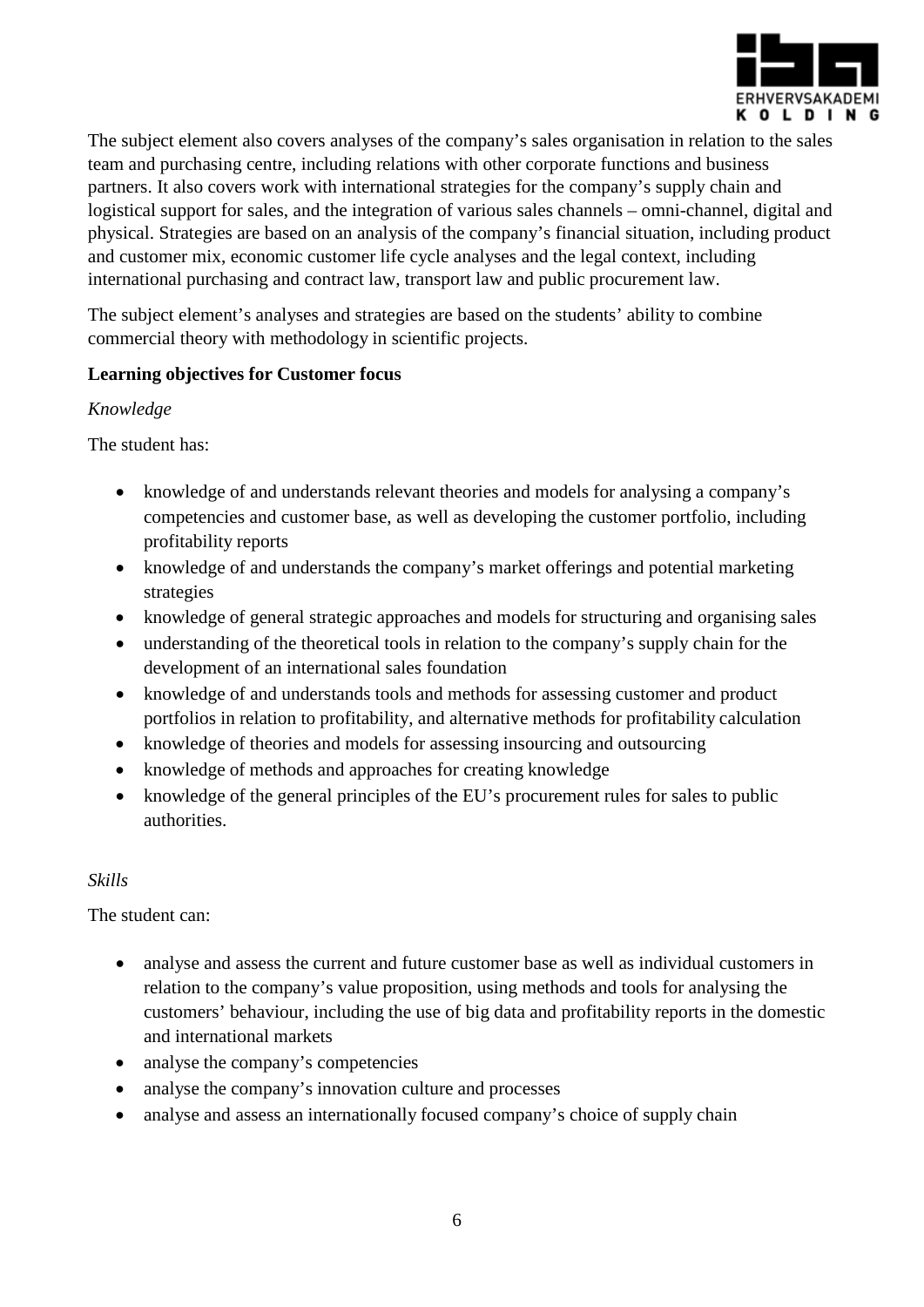The subject element also covers analyses of the company's sales organisation in relation to the sales team and purchasing centre, including relations with other corporate functions and business partners. It also covers work with international strategies for the company's supply chain and logistical support for sales, and the integration of various sales channels – omni-channel, digital and physical. Strategies are based on an analysis of the company's financial situation, including product and customer mix, economic customer life cycle analyses and the legal context, including international purchasing and contract law, transport law and public procurement law.

The subject element's analyses and strategies are based on the students' ability to combine commercial theory with methodology in scientific projects.

**Learning objectives for Customer focus**

*Knowledge*

The student has:

- knowledge of and understands relevant theories and models for analysing a company's competencies and customer base, as well as developing the customer portfolio, including profitability reports
- knowledge of and understands the company's market offerings and potential marketing strategies
- knowledge of general strategic approaches and models for structuring and organising sales
- understanding of the theoretical tools in relation to the company's supply chain for the development of an international sales foundation
- knowledge of and understands tools and methods for assessing customer and product portfolios in relation to profitability, and alternative methods for profitability calculation
- knowledge of theories and models for assessing insourcing and outsourcing
- knowledge of methods and approaches for creating knowledge
- knowledge of the general principles of the EU's procurement rules for sales to public authorities.

*Skills*

The student can:

- analyse and assess the current and future customer base as well as individual customers in relation to the company's value proposition, using methods and tools for analysing the customers' behaviour, including the use of big data and profitability reports in the domestic and international markets
- analyse the company's competencies
- analyse the company's innovation culture and processes
- analyse and assess an internationally focused company's choice of supply chain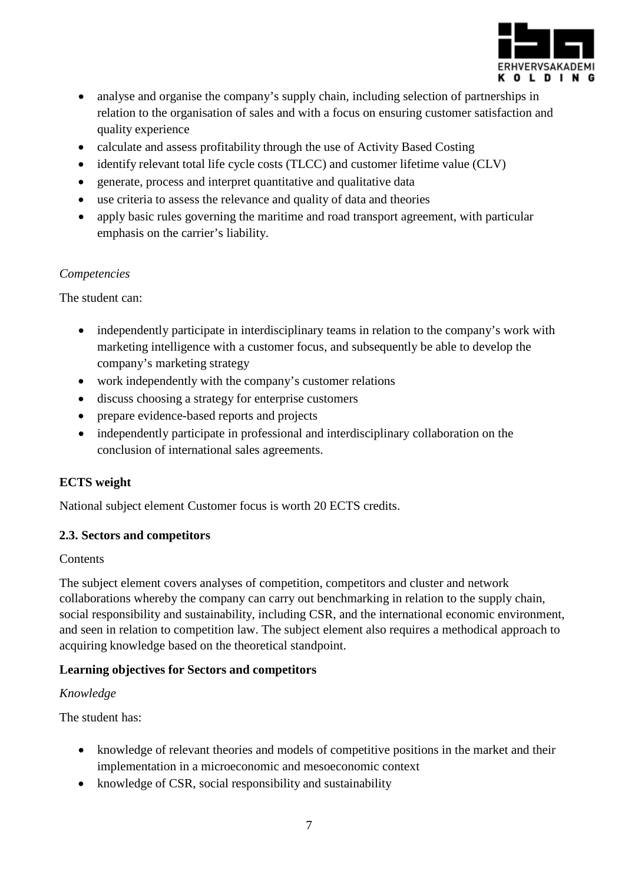- analyse and organise the company's supply chain, including selection of partnerships in relation to the organisation of sales and with a focus on ensuring customer satisfaction and quality experience
- calculate and assess profitability through the use of Activity Based Costing
- identify relevant total life cycle costs (TLCC) and customer lifetime value (CLV)
- generate, process and interpret quantitative and qualitative data
- use criteria to assess the relevance and quality of data and theories
- apply basic rules governing the maritime and road transport agreement, with particular emphasis on the carrier's liability.

*Competencies*

The student can:

- independently participate in interdisciplinary teams in relation to the company's work with marketing intelligence with a customer focus, and subsequently be able to develop the company's marketing strategy
- work independently with the company's customer relations
- discuss choosing a strategy for enterprise customers
- prepare evidence-based reports and projects
- independently participate in professional and interdisciplinary collaboration on the conclusion of international sales agreements.

**ECTS weight**

National subject element Customer focus is worth 20 ECTS credits.

### 2.3. Sectors and competitors

Contents

The subject element covers analyses of competition, competitors and cluster and network collaborations whereby the company can carry out benchmarking in relation to the supply chain, social responsibility and sustainability, including CSR, and the international economic environment, and seen in relation to competition law. The subject element also requires a methodical approach to acquiring knowledge based on the theoretical standpoint.

**Learning objectives for Sectors and competitors**

*Knowledge*

The student has:

- knowledge of relevant theories and models of competitive positions in the market and their implementation in a microeconomic and mesoeconomic context
- knowledge of CSR, social responsibility and sustainability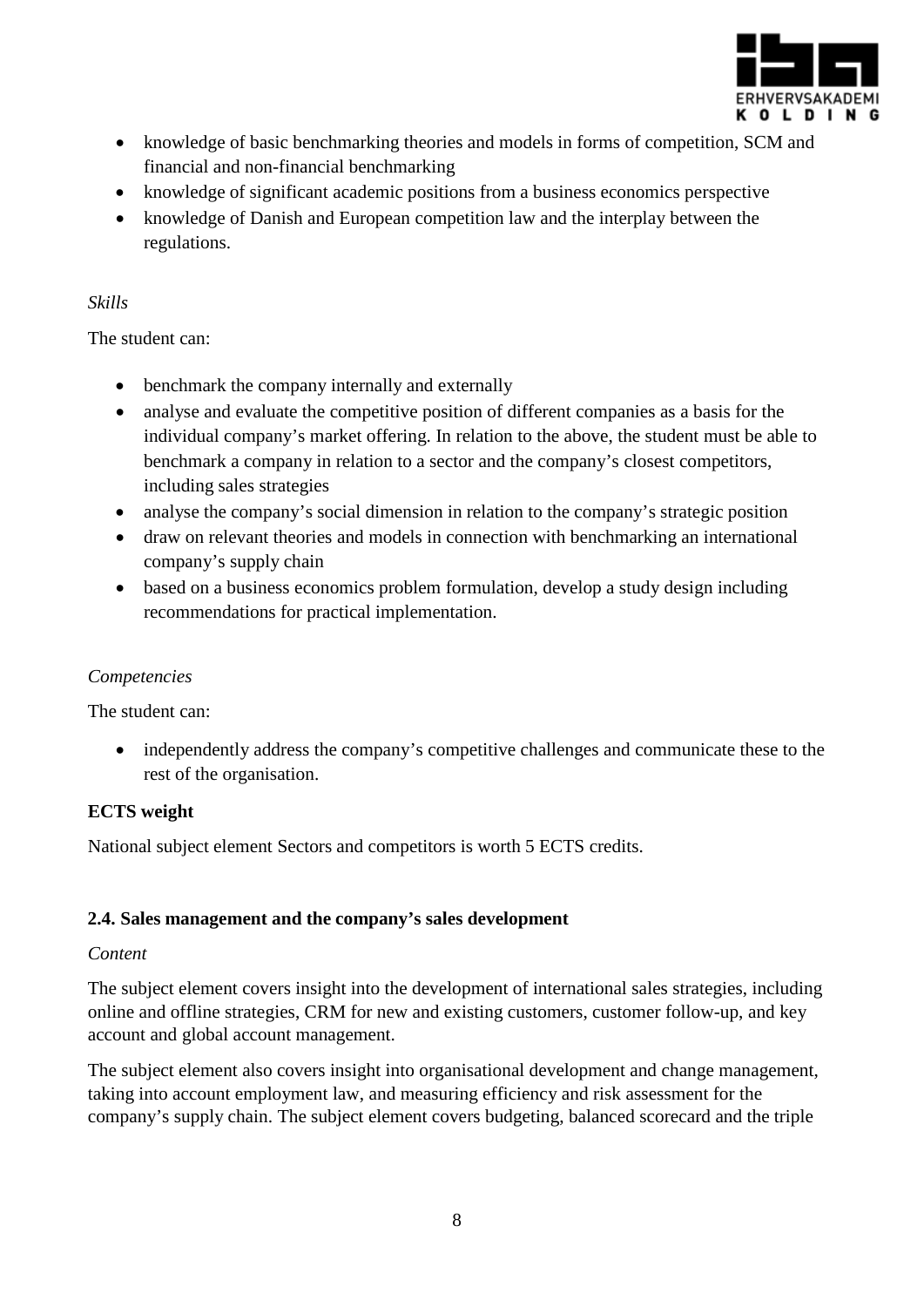- knowledge of basic benchmarking theories and models in forms of competition, SCM and financial and non-financial benchmarking
- knowledge of significant academic positions from a business economics perspective
- knowledge of Danish and European competition law and the interplay between the regulations.

*Skills*

The student can:

- benchmark the company internally and externally
- analyse and evaluate the competitive position of different companies as a basis for the individual company's market offering. In relation to the above, the student must be able to benchmark a company in relation to a sector and the company's closest competitors, including sales strategies
- analyse the company's social dimension in relation to the company's strategic position
- draw on relevant theories and models in connection with benchmarking an international company's supply chain
- based on a business economics problem formulation, develop a study design including recommendations for practical implementation.

*Competencies*

The student can:

- independently address the company's competitive challenges and communicate these to the rest of the organisation.

**ECTS weight**

National subject element Sectors and competitors is worth 5 ECTS credits.

### 2.4. Sales management and the company's sales development

*Content*

The subject element covers insight into the development of international sales strategies, including online and offline strategies, CRM for new and existing customers, customer follow-up, and key account and global account management.

The subject element also covers insight into organisational development and change management, taking into account employment law, and measuring efficiency and risk assessment for the company's supply chain. The subject element covers budgeting, balanced scorecard and the triple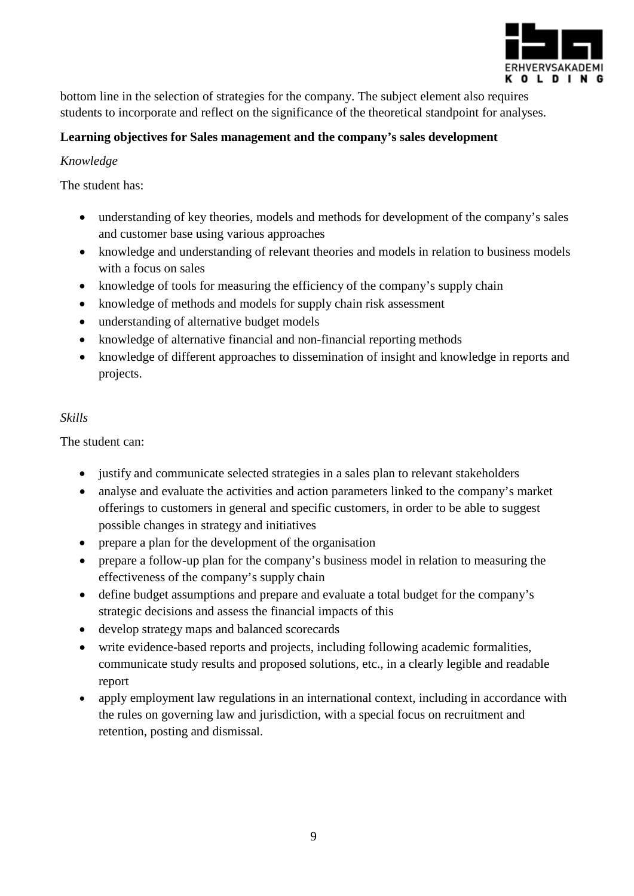bottom line in the selection of strategies for the company. The subject element also requires students to incorporate and reflect on the significance of the theoretical standpoint for analyses.

**Learning objectives for Sales management and the company's sales development**

*Knowledge*

The student has:

- understanding of key theories, models and methods for development of the company's sales and customer base using various approaches
- knowledge and understanding of relevant theories and models in relation to business models with a focus on sales
- knowledge of tools for measuring the efficiency of the company's supply chain
- knowledge of methods and models for supply chain risk assessment
- understanding of alternative budget models
- knowledge of alternative financial and non-financial reporting methods
- knowledge of different approaches to dissemination of insight and knowledge in reports and projects.

*Skills*

The student can:

- justify and communicate selected strategies in a sales plan to relevant stakeholders
- analyse and evaluate the activities and action parameters linked to the company's market offerings to customers in general and specific customers, in order to be able to suggest possible changes in strategy and initiatives
- prepare a plan for the development of the organisation
- prepare a follow-up plan for the company's business model in relation to measuring the effectiveness of the company's supply chain
- define budget assumptions and prepare and evaluate a total budget for the company's strategic decisions and assess the financial impacts of this
- develop strategy maps and balanced scorecards
- write evidence-based reports and projects, including following academic formalities, communicate study results and proposed solutions, etc., in a clearly legible and readable report
- apply employment law regulations in an international context, including in accordance with the rules on governing law and jurisdiction, with a special focus on recruitment and retention, posting and dismissal.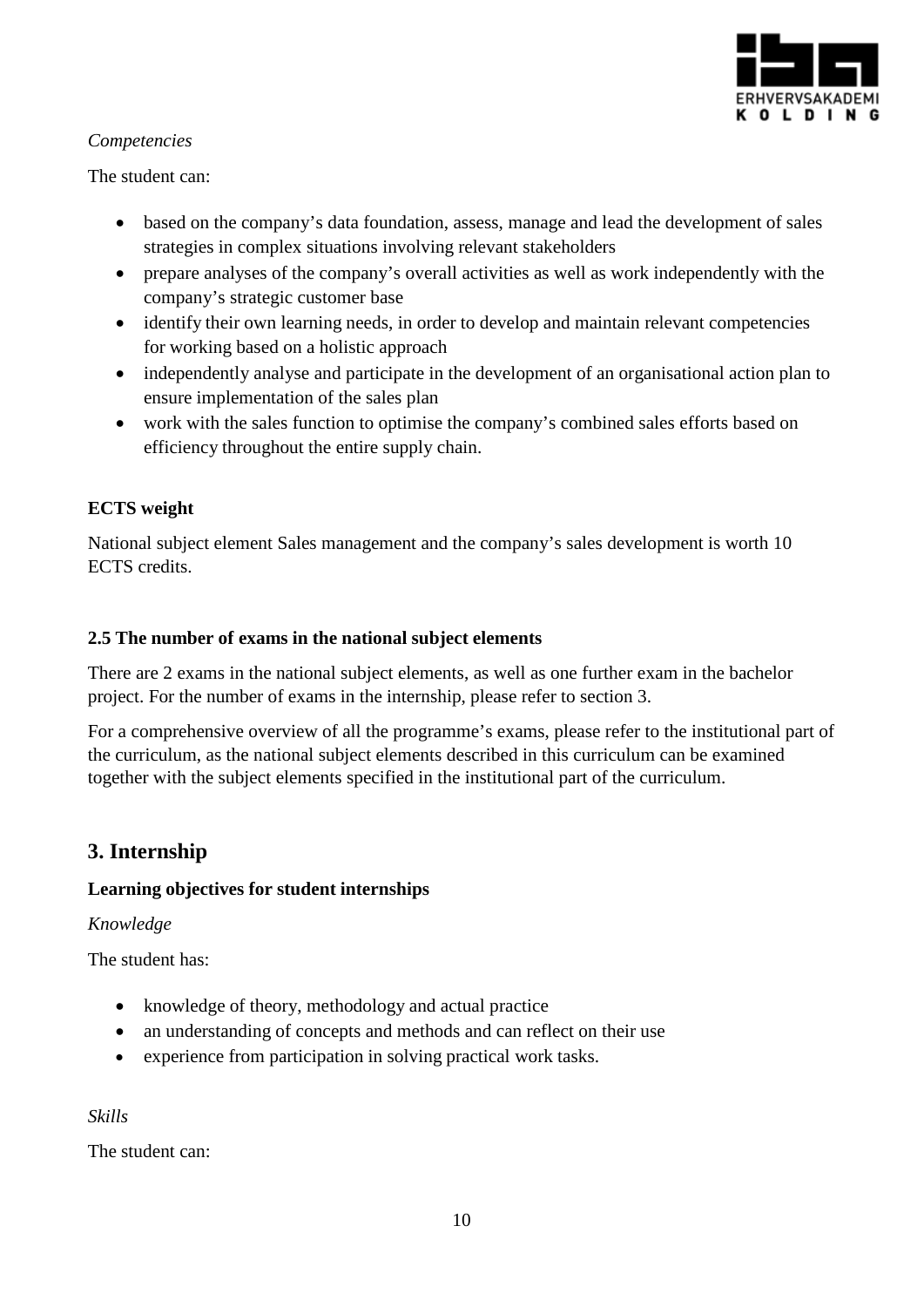*Competencies*

The student can:

- based on the company's data foundation, assess, manage and lead the development of sales strategies in complex situations involving relevant stakeholders
- prepare analyses of the company's overall activities as well as work independently with the company's strategic customer base
- identify their own learning needs, in order to develop and maintain relevant competencies for working based on a holistic approach
- independently analyse and participate in the development of an organisational action plan to ensure implementation of the sales plan
- work with the sales function to optimise the company's combined sales efforts based on efficiency throughout the entire supply chain.

**ECTS weight**

National subject element Sales management and the company's sales development is worth 10 ECTS credits.

**2.5 The number of exams in the national subject elements**

There are 2 exams in the national subject elements, as well as one further exam in the bachelor project. For the number of exams in the internship, please refer to section 3.

For a comprehensive overview of all the programme's exams, please refer to the institutional part of the curriculum, as the national subject elements described in this curriculum can be examined together with the subject elements specified in the institutional part of the curriculum.

## 3. Internship

**Learning objectives for student internships**

*Knowledge*

The student has:

- knowledge of theory, methodology and actual practice
- an understanding of concepts and methods and can reflect on their use
- experience from participation in solving practical work tasks.

*Skills*

The student can: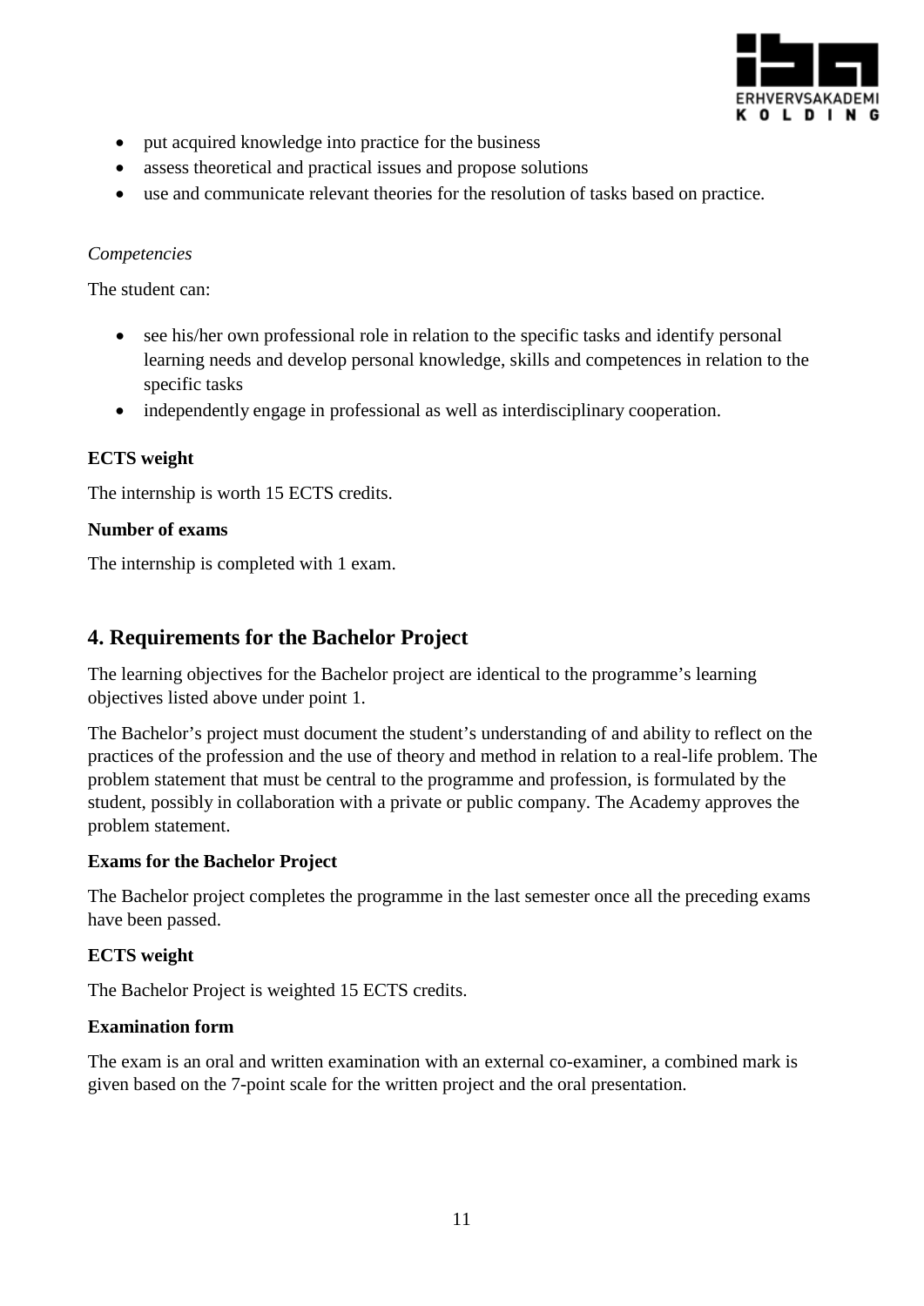- put acquired knowledge into practice for the business
- assess theoretical and practical issues and propose solutions
- use and communicate relevant theories for the resolution of tasks based on practice.

*Competencies*

The student can:

- see his/her own professional role in relation to the specific tasks and identify personal learning needs and develop personal knowledge, skills and competences in relation to the specific tasks
- independently engage in professional as well as interdisciplinary cooperation.

**ECTS weight**

The internship is worth 15 ECTS credits.

**Number of exams**

The internship is completed with 1 exam.

## 4. Requirements for the Bachelor Project

The learning objectives for the Bachelor project are identical to the programme's learning objectives listed above under point 1.

The Bachelor's project must document the student's understanding of and ability to reflect on the practices of the profession and the use of theory and method in relation to a real-life problem. The problem statement that must be central to the programme and profession, is formulated by the student, possibly in collaboration with a private or public company. The Academy approves the problem statement.

**Exams for the Bachelor Project**

The Bachelor project completes the programme in the last semester once all the preceding exams have been passed.

**ECTS weight**

The Bachelor Project is weighted 15 ECTS credits.

**Examination form**

The exam is an oral and written examination with an external co-examiner, a combined mark is given based on the 7-point scale for the written project and the oral presentation.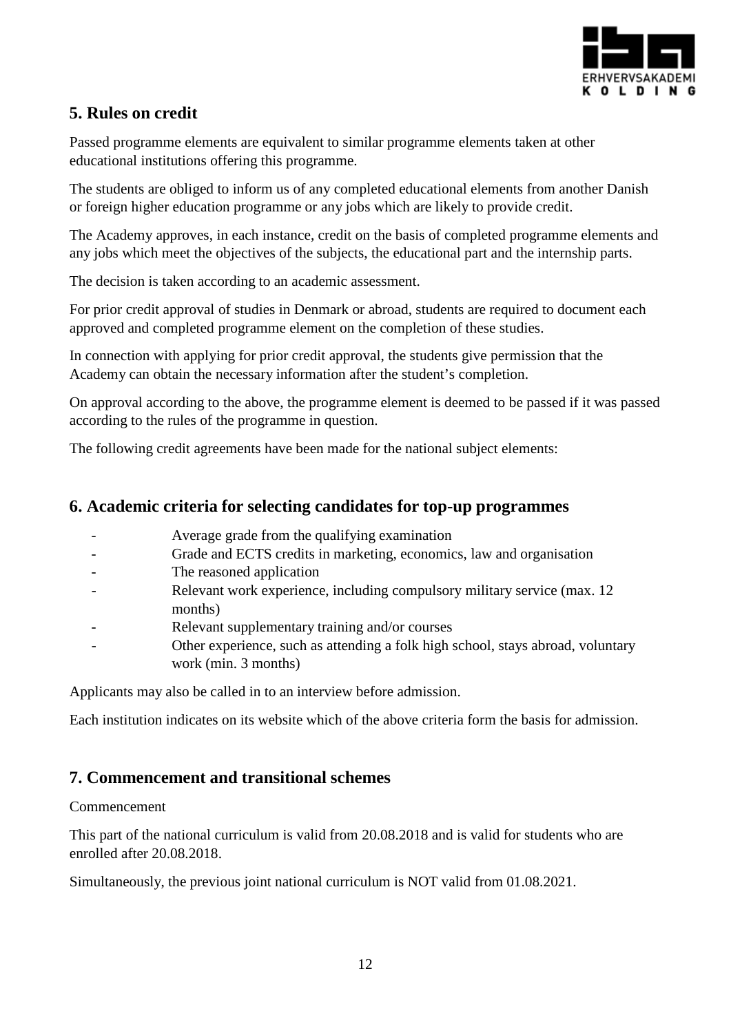## 5. Rules on credit

Passed programme elements are equivalent to similar programme elements taken at other educational institutions offering this programme.

The students are obliged to inform us of any completed educational elements from another Danish or foreign higher education programme or any jobs which are likely to provide credit.

The Academy approves, in each instance, credit on the basis of completed programme elements and any jobs which meet the objectives of the subjects, the educational part and the internship parts.

The decision is taken according to an academic assessment.

For prior credit approval of studies in Denmark or abroad, students are required to document each approved and completed programme element on the completion of these studies.

In connection with applying for prior credit approval, the students give permission that the Academy can obtain the necessary information after the student's completion.

On approval according to the above, the programme element is deemed to be passed if it was passed according to the rules of the programme in question.

The following credit agreements have been made for the national subject elements:

## 6. Academic criteria for selecting candidates for top-up programmes

- Average grade from the qualifying examination
- Grade and ECTS credits in marketing, economics, law and organisation
- The reasoned application
- Relevant work experience, including compulsory military service (max. 12 months)
- Relevant supplementary training and/or courses
- Other experience, such as attending a folk high school, stays abroad, voluntary work (min. 3 months)

Applicants may also be called in to an interview before admission.

Each institution indicates on its website which of the above criteria form the basis for admission.

## 7. Commencement and transitional schemes

Commencement

This part of the national curriculum is valid from 20.08.2018 and is valid for students who are enrolled after 20.08.2018.

Simultaneously, the previous joint national curriculum is NOT valid from 01.08.2021.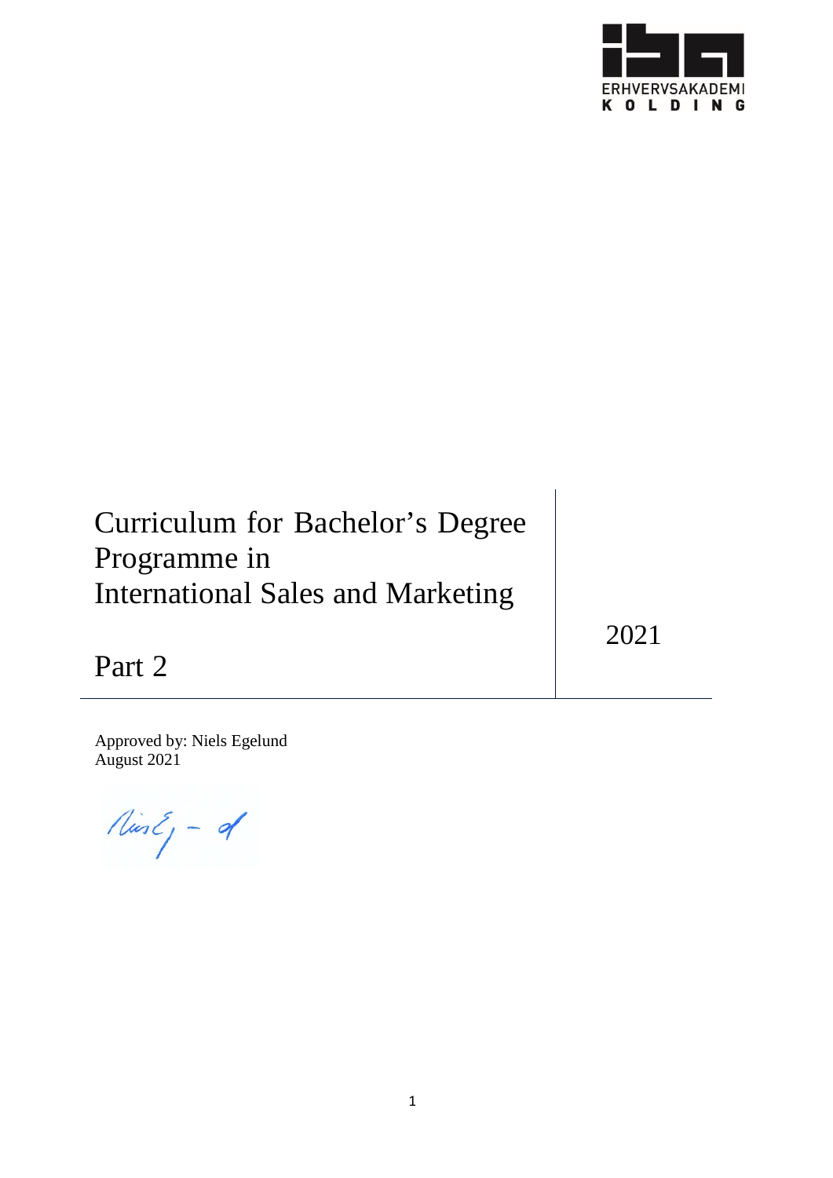# Curriculum for Bachelor's Degree Programme in International Sales and Marketing

# Part 2

2021

Approved by: Niels Egelund
August 2021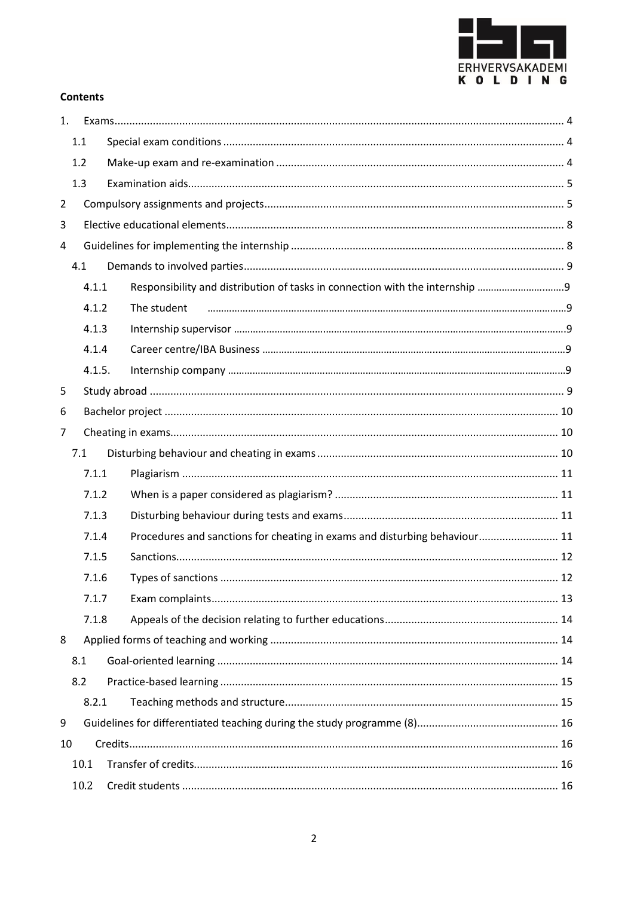**Contents**

| | | |
|---|---|---|
| 1. | Exams | 4 |
| 1.1 | Special exam conditions | 4 |
| 1.2 | Make-up exam and re-examination | 4 |
| 1.3 | Examination aids | 5 |
| 2 | Compulsory assignments and projects | 5 |
| 3 | Elective educational elements | 8 |
| 4 | Guidelines for implementing the internship | 8 |
| 4.1 | Demands to involved parties | 9 |
| 4.1.1 | Responsibility and distribution of tasks in connection with the internship | 9 |
| 4.1.2 | The student | 9 |
| 4.1.3 | Internship supervisor | 9 |
| 4.1.4 | Career centre/IBA Business | 9 |
| 4.1.5. | Internship company | 9 |
| 5 | Study abroad | 9 |
| 6 | Bachelor project | 10 |
| 7 | Cheating in exams | 10 |
| 7.1 | Disturbing behaviour and cheating in exams | 10 |
| 7.1.1 | Plagiarism | 11 |
| 7.1.2 | When is a paper considered as plagiarism? | 11 |
| 7.1.3 | Disturbing behaviour during tests and exams | 11 |
| 7.1.4 | Procedures and sanctions for cheating in exams and disturbing behaviour | 11 |
| 7.1.5 | Sanctions | 12 |
| 7.1.6 | Types of sanctions | 12 |
| 7.1.7 | Exam complaints | 13 |
| 7.1.8 | Appeals of the decision relating to further educations | 14 |
| 8 | Applied forms of teaching and working | 14 |
| 8.1 | Goal-oriented learning | 14 |
| 8.2 | Practice-based learning | 15 |
| 8.2.1 | Teaching methods and structure | 15 |
| 9 | Guidelines for differentiated teaching during the study programme (8) | 16 |
| 10 | Credits | 16 |
| 10.1 | Transfer of credits | 16 |
| 10.2 | Credit students | 16 |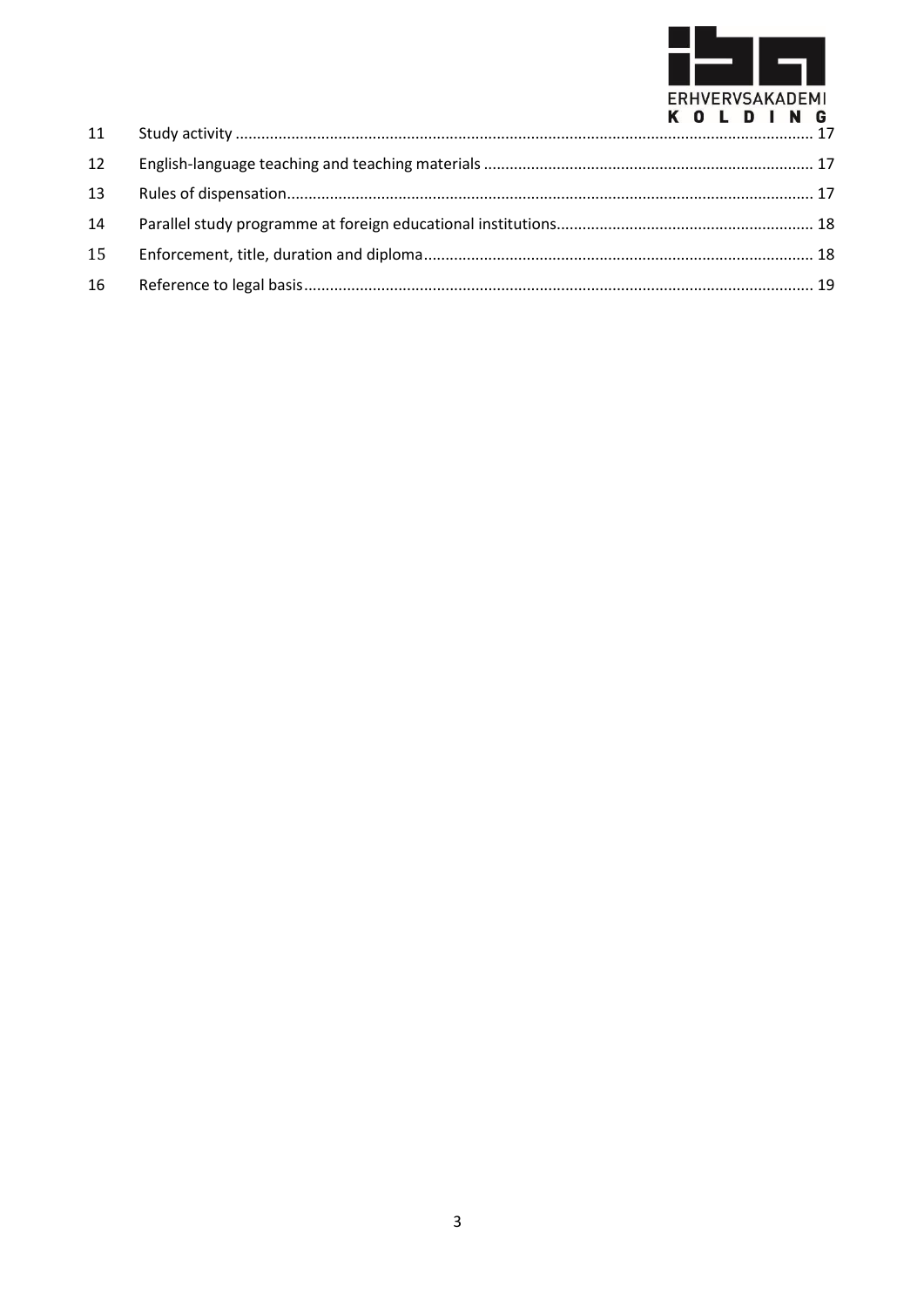| | | |
|---|---|---|
| 11 | Study activity | 17 |
| 12 | English-language teaching and teaching materials | 17 |
| 13 | Rules of dispensation | 17 |
| 14 | Parallel study programme at foreign educational institutions | 18 |
| 15 | Enforcement, title, duration and diploma | 18 |
| 16 | Reference to legal basis | 19 |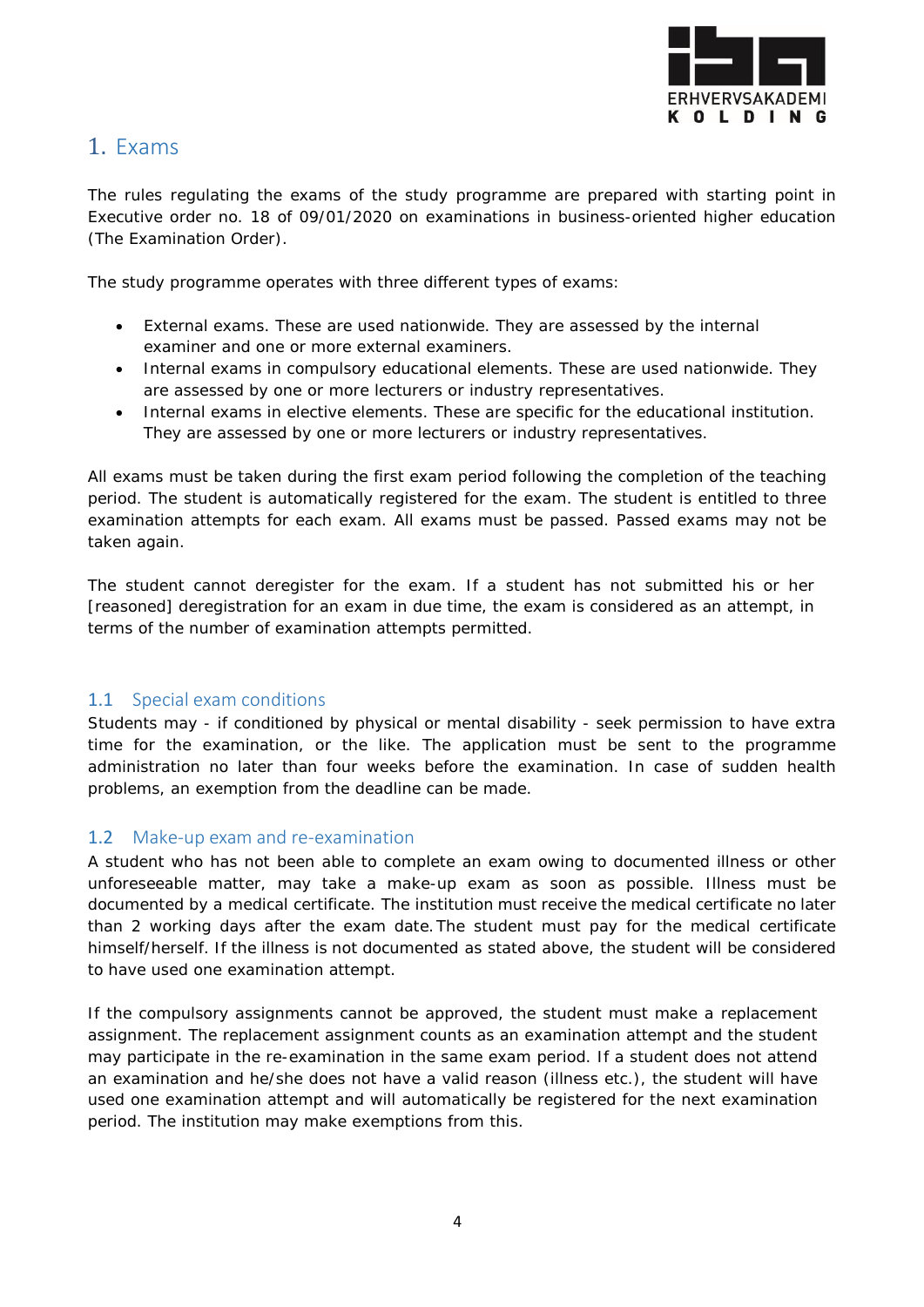# 1. Exams

The rules regulating the exams of the study programme are prepared with starting point in Executive order no. 18 of 09/01/2020 on examinations in business-oriented higher education (The Examination Order).

The study programme operates with three different types of exams:

- External exams. These are used nationwide. They are assessed by the internal examiner and one or more external examiners.
- Internal exams in compulsory educational elements. These are used nationwide. They are assessed by one or more lecturers or industry representatives.
- Internal exams in elective elements. These are specific for the educational institution. They are assessed by one or more lecturers or industry representatives.

All exams must be taken during the first exam period following the completion of the teaching period. The student is automatically registered for the exam. The student is entitled to three examination attempts for each exam. All exams must be passed. Passed exams may not be taken again.

The student cannot deregister for the exam. If a student has not submitted his or her [reasoned] deregistration for an exam in due time, the exam is considered as an attempt, in terms of the number of examination attempts permitted.

## 1.1 Special exam conditions

Students may - if conditioned by physical or mental disability - seek permission to have extra time for the examination, or the like. The application must be sent to the programme administration no later than four weeks before the examination. In case of sudden health problems, an exemption from the deadline can be made.

## 1.2 Make-up exam and re-examination

A student who has not been able to complete an exam owing to documented illness or other unforeseeable matter, may take a make-up exam as soon as possible. Illness must be documented by a medical certificate. The institution must receive the medical certificate no later than 2 working days after the exam date. The student must pay for the medical certificate himself/herself. If the illness is not documented as stated above, the student will be considered to have used one examination attempt.

If the compulsory assignments cannot be approved, the student must make a replacement assignment. The replacement assignment counts as an examination attempt and the student may participate in the re-examination in the same exam period. If a student does not attend an examination and he/she does not have a valid reason (illness etc.), the student will have used one examination attempt and will automatically be registered for the next examination period. The institution may make exemptions from this.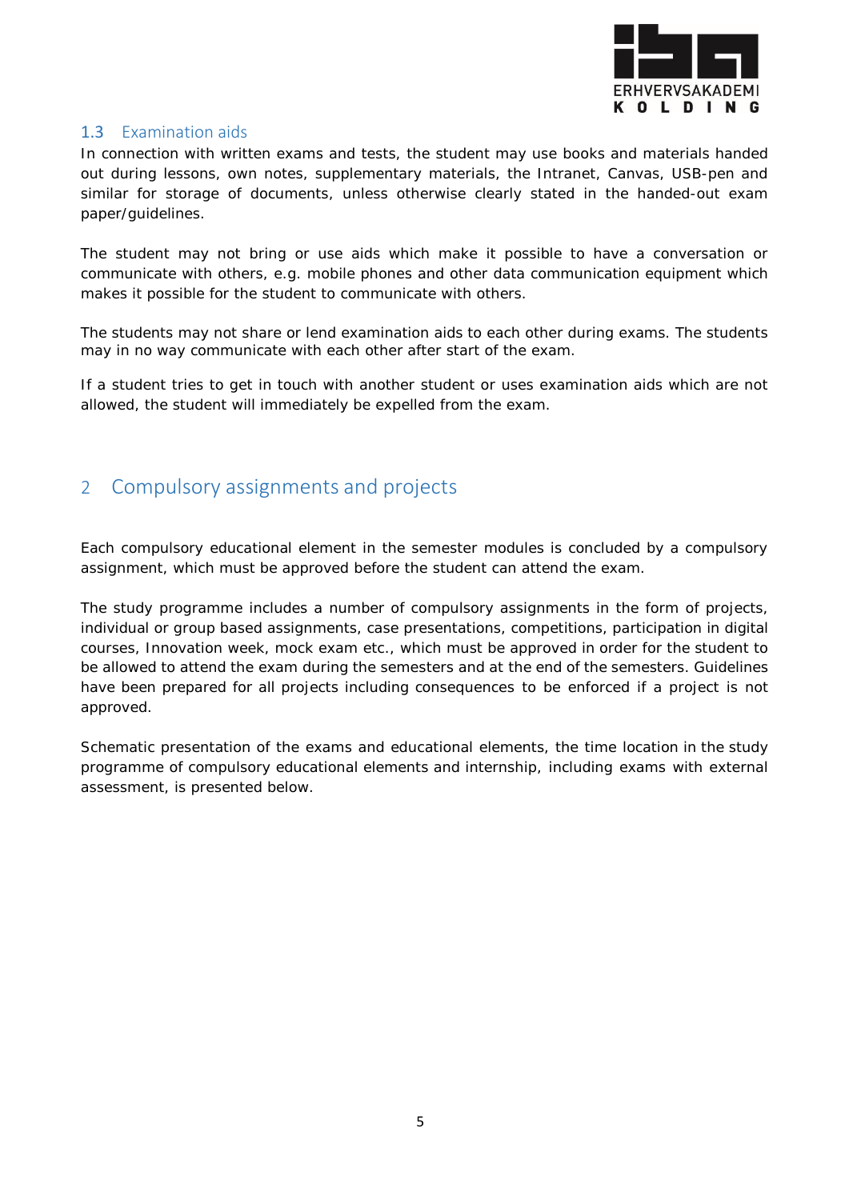### 1.3 Examination aids

In connection with written exams and tests, the student may use books and materials handed out during lessons, own notes, supplementary materials, the Intranet, Canvas, USB-pen and similar for storage of documents, unless otherwise clearly stated in the handed-out exam paper/guidelines.

The student may not bring or use aids which make it possible to have a conversation or communicate with others, e.g. mobile phones and other data communication equipment which makes it possible for the student to communicate with others.

The students may not share or lend examination aids to each other during exams. The students may in no way communicate with each other after start of the exam.

If a student tries to get in touch with another student or uses examination aids which are not allowed, the student will immediately be expelled from the exam.

## 2 Compulsory assignments and projects

Each compulsory educational element in the semester modules is concluded by a compulsory assignment, which must be approved before the student can attend the exam.

The study programme includes a number of compulsory assignments in the form of projects, individual or group based assignments, case presentations, competitions, participation in digital courses, Innovation week, mock exam etc., which must be approved in order for the student to be allowed to attend the exam during the semesters and at the end of the semesters. Guidelines have been prepared for all projects including consequences to be enforced if a project is not approved.

Schematic presentation of the exams and educational elements, the time location in the study programme of compulsory educational elements and internship, including exams with external assessment, is presented below.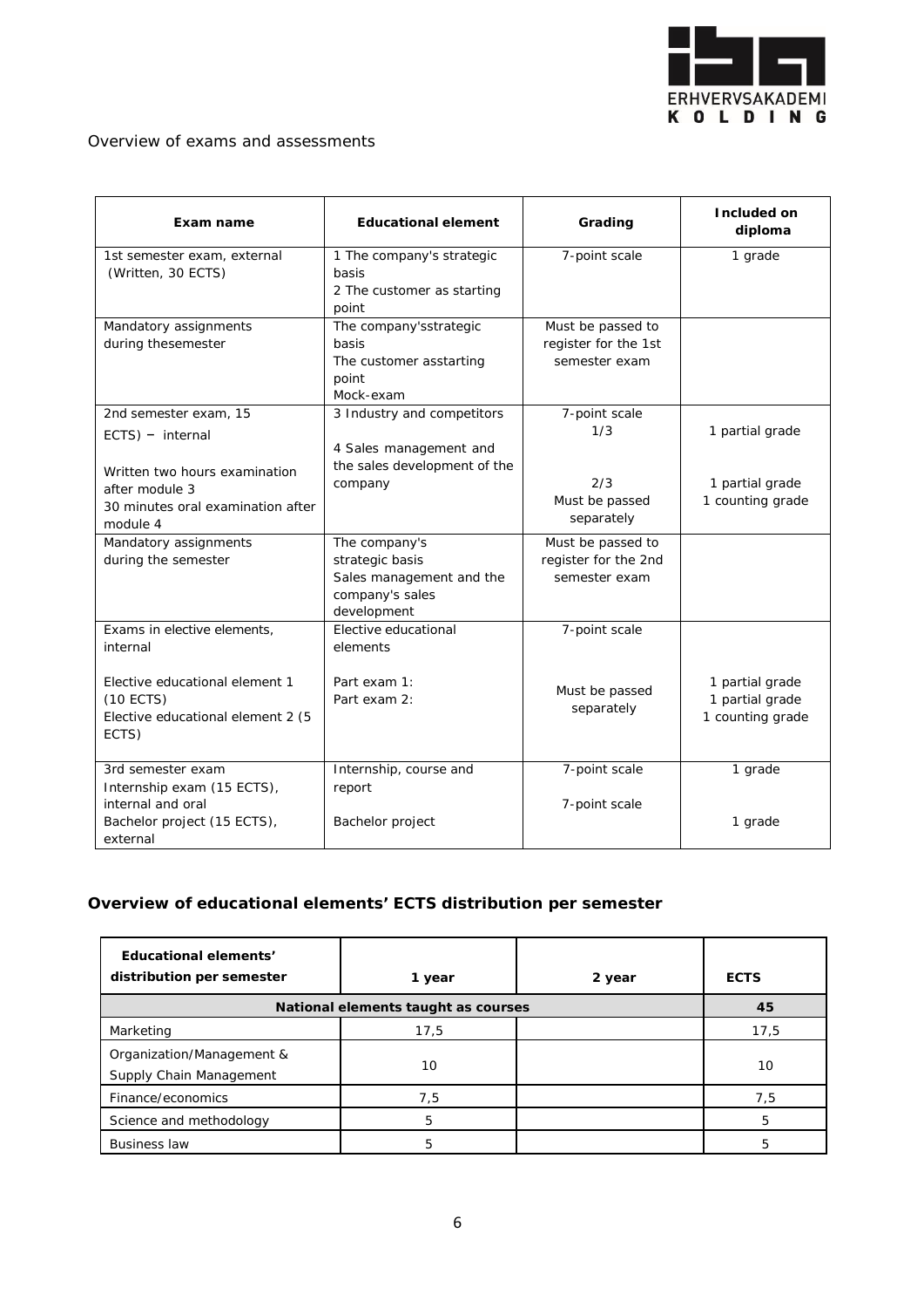Overview of exams and assessments

| Exam name | Educational element | Grading | Included on diploma |
|---|---|---|---|
| 1st semester exam, external (Written, 30 ECTS) | 1 The company's strategic basis<br>2 The customer as starting point | 7-point scale | 1 grade |
| Mandatory assignments during thesemester | The company'sstrategic basis<br>The customer asstarting point<br>Mock-exam | Must be passed to register for the 1st semester exam | |
| 2nd semester exam, 15 ECTS) – internal<br><br>Written two hours examination after module 3<br>30 minutes oral examination after module 4 | 3 Industry and competitors<br><br>4 Sales management and the sales development of the company | 7-point scale<br>1/3<br><br>2/3<br>Must be passed separately | 1 partial grade<br><br>1 partial grade<br>1 counting grade |
| Mandatory assignments during the semester | The company's strategic basis<br>Sales management and the company's sales development | Must be passed to register for the 2nd semester exam | |
| Exams in elective elements, internal<br><br>Elective educational element 1 (10 ECTS)<br>Elective educational element 2 (5 ECTS) | Elective educational elements<br><br>Part exam 1:<br>Part exam 2: | 7-point scale<br><br>Must be passed separately | 1 partial grade<br>1 partial grade<br>1 counting grade |
| 3rd semester exam<br>Internship exam (15 ECTS), internal and oral<br>Bachelor project (15 ECTS), external | Internship, course and report<br><br>Bachelor project | 7-point scale<br><br>7-point scale | 1 grade<br><br>1 grade |

## Overview of educational elements' ECTS distribution per semester

| Educational elements' distribution per semester | 1 year | 2 year | ECTS |
|---|---|---|---|
| National elements taught as courses | | | 45 |
| Marketing | 17,5 | | 17,5 |
| Organization/Management & Supply Chain Management | 10 | | 10 |
| Finance/economics | 7,5 | | 7,5 |
| Science and methodology | 5 | | 5 |
| Business law | 5 | | 5 |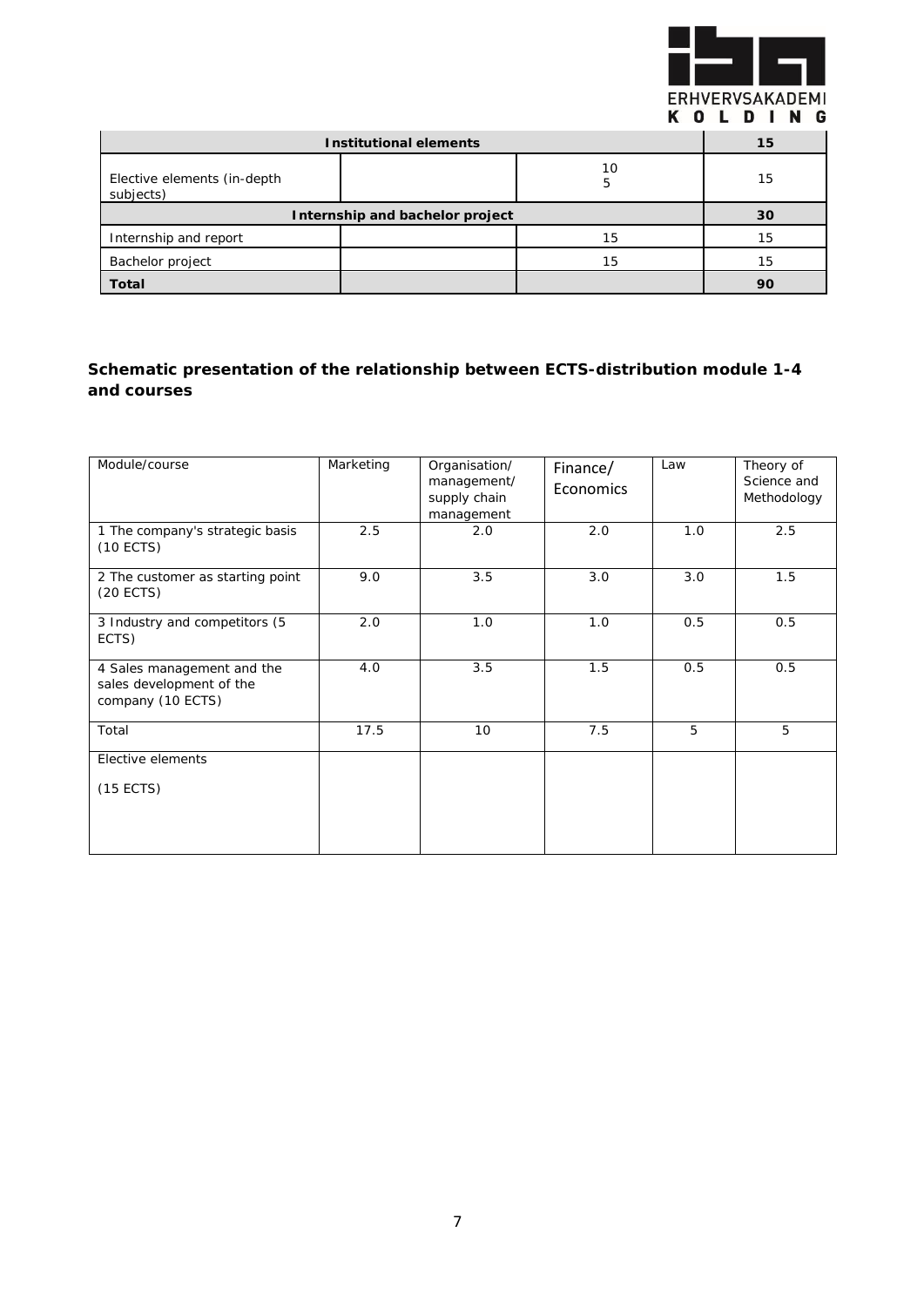| Institutional elements | | | 15 |
|---|---|---|---|
| Elective elements (in-depth subjects) | | 10<br>5 | 15 |
| **Internship and bachelor project** | | | **30** |
| Internship and report | | 15 | 15 |
| Bachelor project | | 15 | 15 |
| **Total** | | | **90** |

### Schematic presentation of the relationship between ECTS-distribution module 1-4 and courses

| Module/course | Marketing | Organisation/ management/ supply chain management | Finance/ Economics | Law | Theory of Science and Methodology |
|---|---|---|---|---|---|
| 1 The company's strategic basis (10 ECTS) | 2.5 | 2.0 | 2.0 | 1.0 | 2.5 |
| 2 The customer as starting point (20 ECTS) | 9.0 | 3.5 | 3.0 | 3.0 | 1.5 |
| 3 Industry and competitors (5 ECTS) | 2.0 | 1.0 | 1.0 | 0.5 | 0.5 |
| 4 Sales management and the sales development of the company (10 ECTS) | 4.0 | 3.5 | 1.5 | 0.5 | 0.5 |
| Total | 17.5 | 10 | 7.5 | 5 | 5 |
| Elective elements<br><br>(15 ECTS) | | | | | |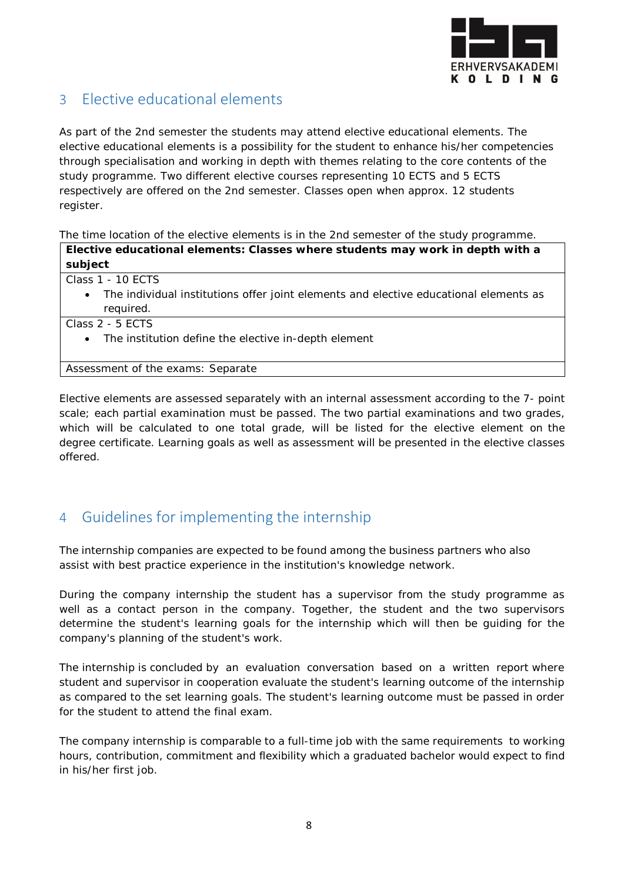## 3 Elective educational elements

As part of the 2nd semester the students may attend elective educational elements. The elective educational elements is a possibility for the student to enhance his/her competencies through specialisation and working in depth with themes relating to the core contents of the study programme. Two different elective courses representing 10 ECTS and 5 ECTS respectively are offered on the 2nd semester. Classes open when approx. 12 students register.

The time location of the elective elements is in the 2nd semester of the study programme.

| **Elective educational elements: Classes where students may work in depth with a subject** |
|---|
| Class 1 - 10 ECTS<br>• The individual institutions offer joint elements and elective educational elements as required. |
| Class 2 - 5 ECTS<br>• The institution define the elective in-depth element |
| Assessment of the exams: Separate |

Elective elements are assessed separately with an internal assessment according to the 7- point scale; each partial examination must be passed. The two partial examinations and two grades, which will be calculated to one total grade, will be listed for the elective element on the degree certificate. Learning goals as well as assessment will be presented in the elective classes offered.

## 4 Guidelines for implementing the internship

The internship companies are expected to be found among the business partners who also assist with best practice experience in the institution's knowledge network.

During the company internship the student has a supervisor from the study programme as well as a contact person in the company. Together, the student and the two supervisors determine the student's learning goals for the internship which will then be guiding for the company's planning of the student's work.

The internship is concluded by an evaluation conversation based on a written report where student and supervisor in cooperation evaluate the student's learning outcome of the internship as compared to the set learning goals. The student's learning outcome must be passed in order for the student to attend the final exam.

The company internship is comparable to a full-time job with the same requirements to working hours, contribution, commitment and flexibility which a graduated bachelor would expect to find in his/her first job.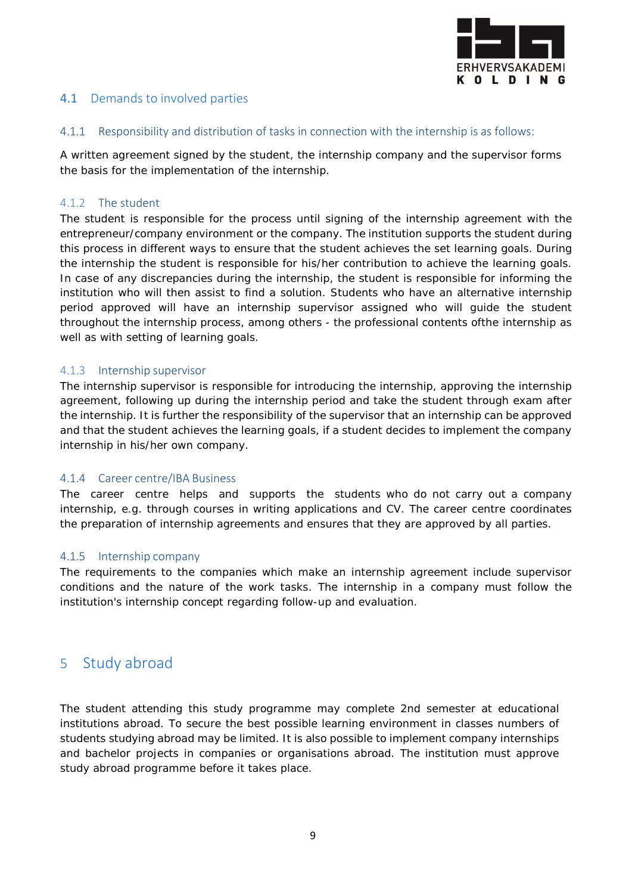## 4.1 Demands to involved parties

### 4.1.1 Responsibility and distribution of tasks in connection with the internship is as follows:

A written agreement signed by the student, the internship company and the supervisor forms the basis for the implementation of the internship.

### 4.1.2 The student

The student is responsible for the process until signing of the internship agreement with the entrepreneur/company environment or the company. The institution supports the student during this process in different ways to ensure that the student achieves the set learning goals. During the internship the student is responsible for his/her contribution to achieve the learning goals. In case of any discrepancies during the internship, the student is responsible for informing the institution who will then assist to find a solution. Students who have an alternative internship period approved will have an internship supervisor assigned who will guide the student throughout the internship process, among others - the professional contents ofthe internship as well as with setting of learning goals.

### 4.1.3 Internship supervisor

The internship supervisor is responsible for introducing the internship, approving the internship agreement, following up during the internship period and take the student through exam after the internship. It is further the responsibility of the supervisor that an internship can be approved and that the student achieves the learning goals, if a student decides to implement the company internship in his/her own company.

### 4.1.4 Career centre/IBA Business

The career centre helps and supports the students who do not carry out a company internship, e.g. through courses in writing applications and CV. The career centre coordinates the preparation of internship agreements and ensures that they are approved by all parties.

### 4.1.5 Internship company

The requirements to the companies which make an internship agreement include supervisor conditions and the nature of the work tasks. The internship in a company must follow the institution's internship concept regarding follow-up and evaluation.

# 5 Study abroad

The student attending this study programme may complete 2nd semester at educational institutions abroad. To secure the best possible learning environment in classes numbers of students studying abroad may be limited. It is also possible to implement company internships and bachelor projects in companies or organisations abroad. The institution must approve study abroad programme before it takes place.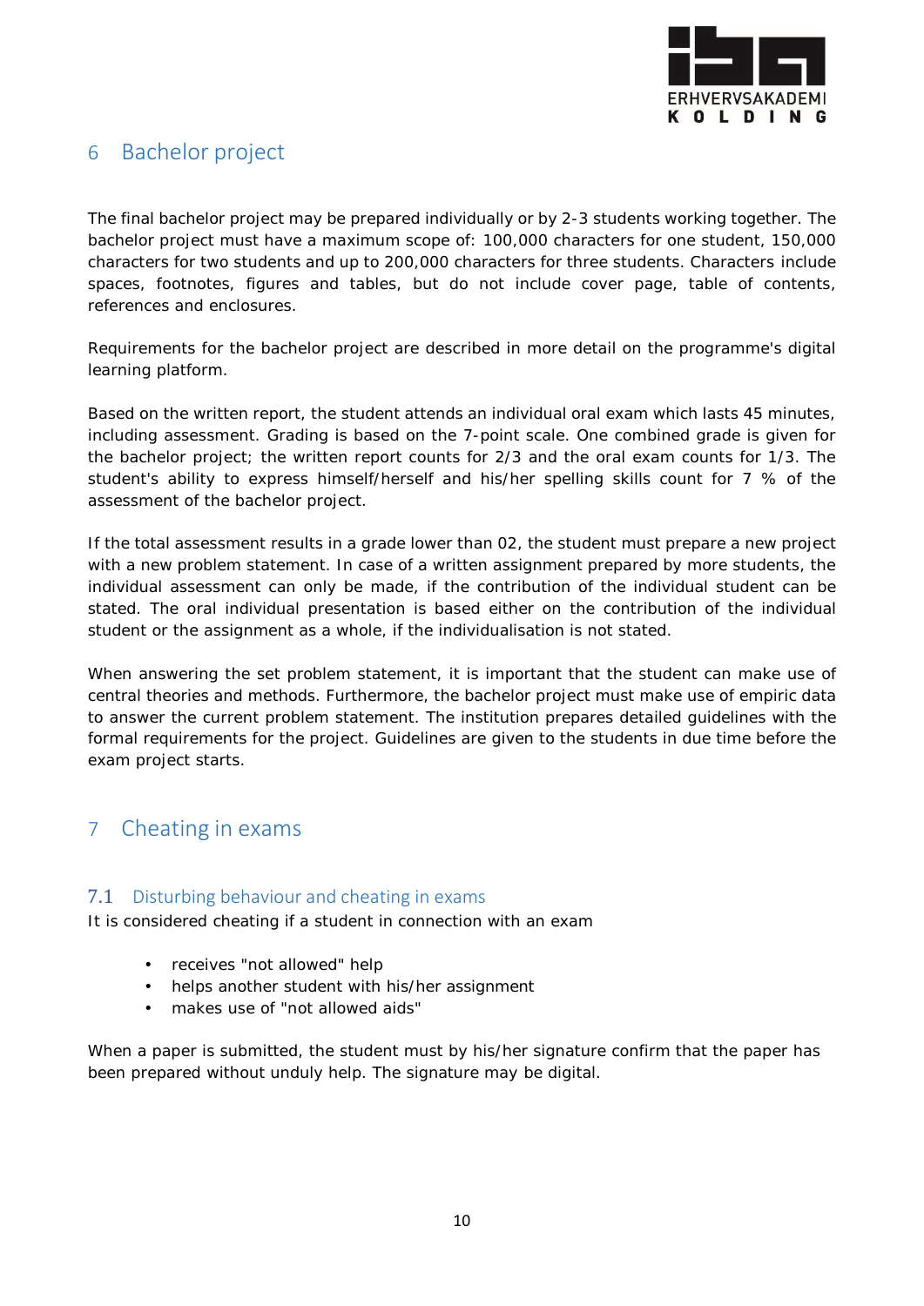# 6 Bachelor project

The final bachelor project may be prepared individually or by 2-3 students working together. The bachelor project must have a maximum scope of: 100,000 characters for one student, 150,000 characters for two students and up to 200,000 characters for three students. Characters include spaces, footnotes, figures and tables, but do not include cover page, table of contents, references and enclosures.

Requirements for the bachelor project are described in more detail on the programme's digital learning platform.

Based on the written report, the student attends an individual oral exam which lasts 45 minutes, including assessment. Grading is based on the 7-point scale. One combined grade is given for the bachelor project; the written report counts for 2/3 and the oral exam counts for 1/3. The student's ability to express himself/herself and his/her spelling skills count for 7 % of the assessment of the bachelor project.

If the total assessment results in a grade lower than 02, the student must prepare a new project with a new problem statement. In case of a written assignment prepared by more students, the individual assessment can only be made, if the contribution of the individual student can be stated. The oral individual presentation is based either on the contribution of the individual student or the assignment as a whole, if the individualisation is not stated.

When answering the set problem statement, it is important that the student can make use of central theories and methods. Furthermore, the bachelor project must make use of empiric data to answer the current problem statement. The institution prepares detailed guidelines with the formal requirements for the project. Guidelines are given to the students in due time before the exam project starts.

# 7 Cheating in exams

## 7.1 Disturbing behaviour and cheating in exams

It is considered cheating if a student in connection with an exam

- receives "not allowed" help
- helps another student with his/her assignment
- makes use of "not allowed aids"

When a paper is submitted, the student must by his/her signature confirm that the paper has been prepared without unduly help. The signature may be digital.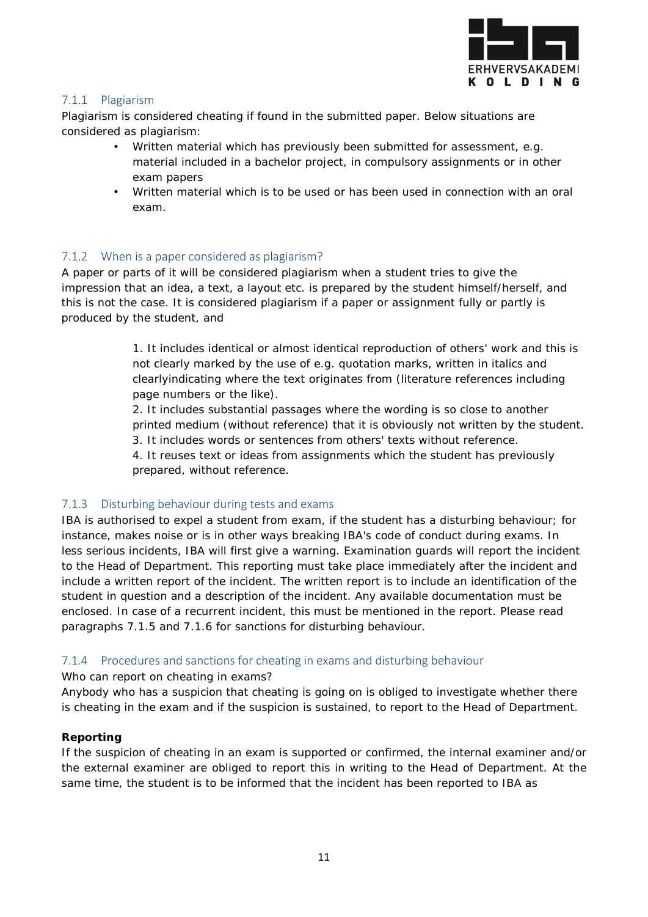### 7.1.1 Plagiarism

Plagiarism is considered cheating if found in the submitted paper. Below situations are considered as plagiarism:

- Written material which has previously been submitted for assessment, e.g. material included in a bachelor project, in compulsory assignments or in other exam papers
- Written material which is to be used or has been used in connection with an oral exam.

### 7.1.2 When is a paper considered as plagiarism?

A paper or parts of it will be considered plagiarism when a student tries to give the impression that an idea, a text, a layout etc. is prepared by the student himself/herself, and this is not the case. It is considered plagiarism if a paper or assignment fully or partly is produced by the student, and

1. It includes identical or almost identical reproduction of others' work and this is not clearly marked by the use of e.g. quotation marks, written in italics and clearlyindicating where the text originates from (literature references including page numbers or the like).
2. It includes substantial passages where the wording is so close to another printed medium (without reference) that it is obviously not written by the student.
3. It includes words or sentences from others' texts without reference.
4. It reuses text or ideas from assignments which the student has previously prepared, without reference.

### 7.1.3 Disturbing behaviour during tests and exams

IBA is authorised to expel a student from exam, if the student has a disturbing behaviour; for instance, makes noise or is in other ways breaking IBA's code of conduct during exams. In less serious incidents, IBA will first give a warning. Examination guards will report the incident to the Head of Department. This reporting must take place immediately after the incident and include a written report of the incident. The written report is to include an identification of the student in question and a description of the incident. Any available documentation must be enclosed. In case of a recurrent incident, this must be mentioned in the report. Please read paragraphs 7.1.5 and 7.1.6 for sanctions for disturbing behaviour.

### 7.1.4 Procedures and sanctions for cheating in exams and disturbing behaviour

Who can report on cheating in exams?

Anybody who has a suspicion that cheating is going on is obliged to investigate whether there is cheating in the exam and if the suspicion is sustained, to report to the Head of Department.

**Reporting**

If the suspicion of cheating in an exam is supported or confirmed, the internal examiner and/or the external examiner are obliged to report this in writing to the Head of Department. At the same time, the student is to be informed that the incident has been reported to IBA as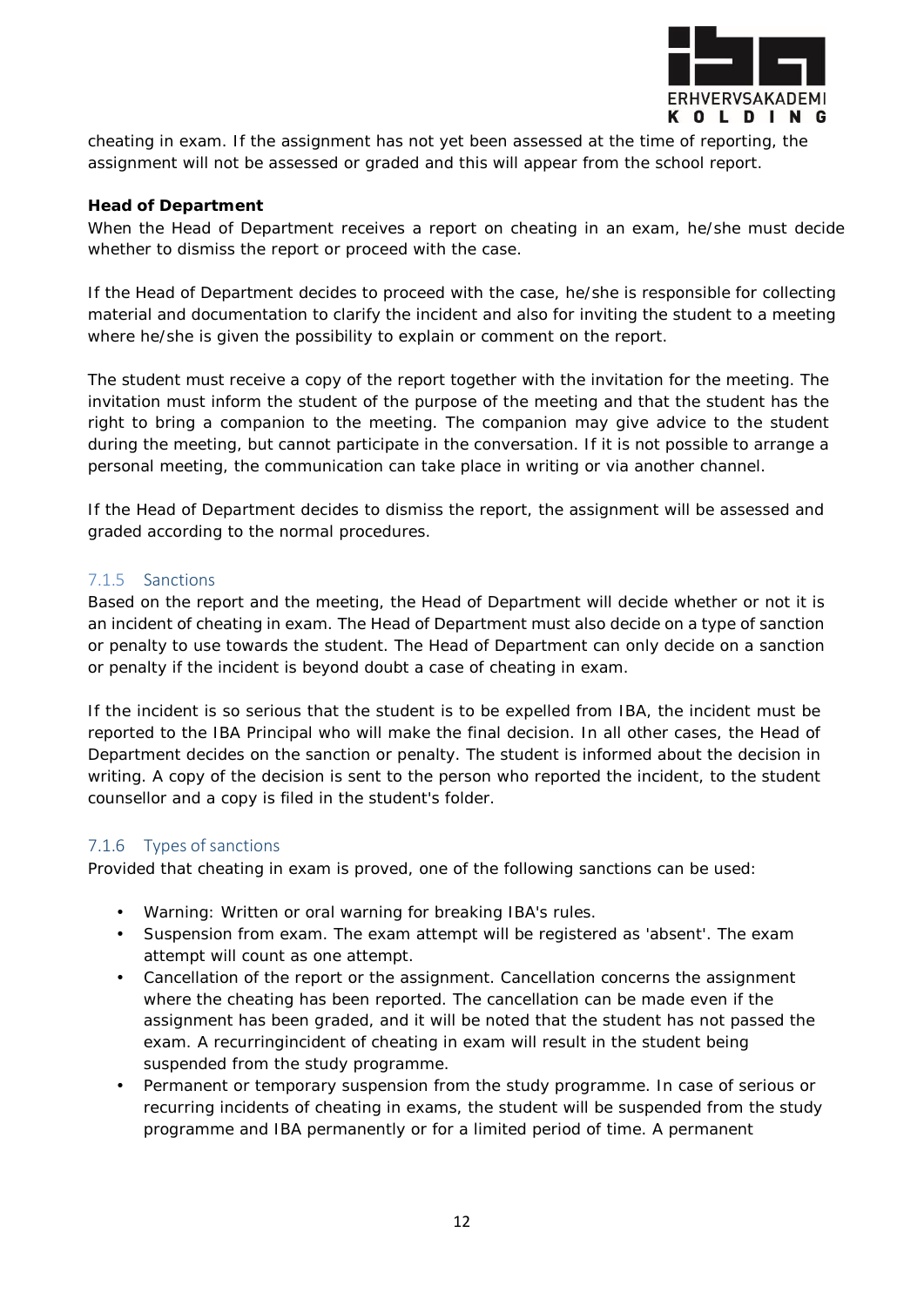cheating in exam. If the assignment has not yet been assessed at the time of reporting, the assignment will not be assessed or graded and this will appear from the school report.

**Head of Department**

When the Head of Department receives a report on cheating in an exam, he/she must decide whether to dismiss the report or proceed with the case.

If the Head of Department decides to proceed with the case, he/she is responsible for collecting material and documentation to clarify the incident and also for inviting the student to a meeting where he/she is given the possibility to explain or comment on the report.

The student must receive a copy of the report together with the invitation for the meeting. The invitation must inform the student of the purpose of the meeting and that the student has the right to bring a companion to the meeting. The companion may give advice to the student during the meeting, but cannot participate in the conversation. If it is not possible to arrange a personal meeting, the communication can take place in writing or via another channel.

If the Head of Department decides to dismiss the report, the assignment will be assessed and graded according to the normal procedures.

### 7.1.5 Sanctions

Based on the report and the meeting, the Head of Department will decide whether or not it is an incident of cheating in exam. The Head of Department must also decide on a type of sanction or penalty to use towards the student. The Head of Department can only decide on a sanction or penalty if the incident is beyond doubt a case of cheating in exam.

If the incident is so serious that the student is to be expelled from IBA, the incident must be reported to the IBA Principal who will make the final decision. In all other cases, the Head of Department decides on the sanction or penalty. The student is informed about the decision in writing. A copy of the decision is sent to the person who reported the incident, to the student counsellor and a copy is filed in the student's folder.

### 7.1.6 Types of sanctions

Provided that cheating in exam is proved, one of the following sanctions can be used:

- Warning: Written or oral warning for breaking IBA's rules.
- Suspension from exam. The exam attempt will be registered as 'absent'. The exam attempt will count as one attempt.
- Cancellation of the report or the assignment. Cancellation concerns the assignment where the cheating has been reported. The cancellation can be made even if the assignment has been graded, and it will be noted that the student has not passed the exam. A recurringincident of cheating in exam will result in the student being suspended from the study programme.
- Permanent or temporary suspension from the study programme. In case of serious or recurring incidents of cheating in exams, the student will be suspended from the study programme and IBA permanently or for a limited period of time. A permanent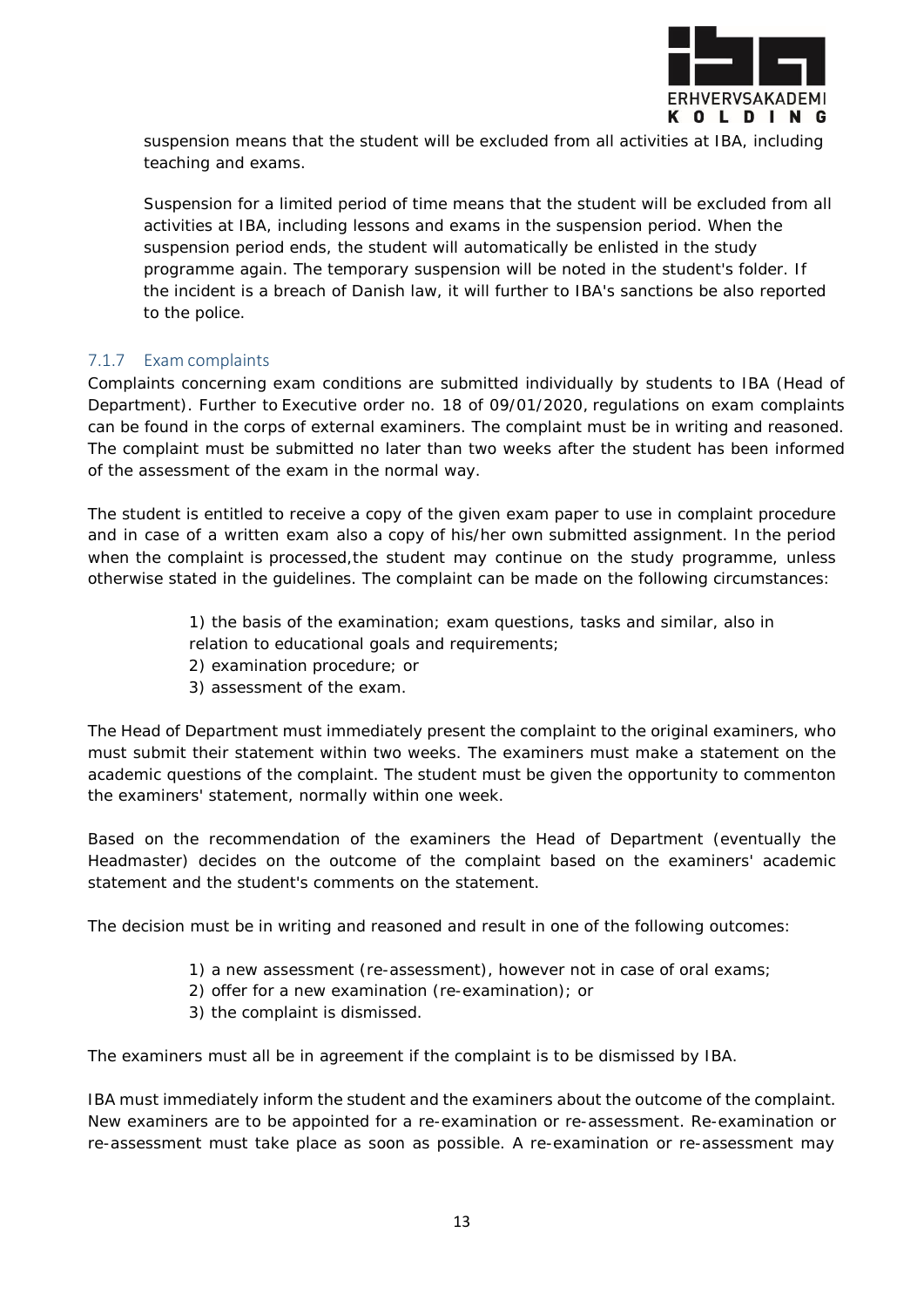suspension means that the student will be excluded from all activities at IBA, including teaching and exams.

Suspension for a limited period of time means that the student will be excluded from all activities at IBA, including lessons and exams in the suspension period. When the suspension period ends, the student will automatically be enlisted in the study programme again. The temporary suspension will be noted in the student's folder. If the incident is a breach of Danish law, it will further to IBA's sanctions be also reported to the police.

### 7.1.7 Exam complaints

Complaints concerning exam conditions are submitted individually by students to IBA (Head of Department). Further to Executive order no. 18 of 09/01/2020, regulations on exam complaints can be found in the corps of external examiners. The complaint must be in writing and reasoned. The complaint must be submitted no later than two weeks after the student has been informed of the assessment of the exam in the normal way.

The student is entitled to receive a copy of the given exam paper to use in complaint procedure and in case of a written exam also a copy of his/her own submitted assignment. In the period when the complaint is processed,the student may continue on the study programme, unless otherwise stated in the guidelines. The complaint can be made on the following circumstances:

1) the basis of the examination; exam questions, tasks and similar, also in relation to educational goals and requirements;
2) examination procedure; or
3) assessment of the exam.

The Head of Department must immediately present the complaint to the original examiners, who must submit their statement within two weeks. The examiners must make a statement on the academic questions of the complaint. The student must be given the opportunity to commenton the examiners' statement, normally within one week.

Based on the recommendation of the examiners the Head of Department (eventually the Headmaster) decides on the outcome of the complaint based on the examiners' academic statement and the student's comments on the statement.

The decision must be in writing and reasoned and result in one of the following outcomes:

1) a new assessment (re-assessment), however not in case of oral exams;
2) offer for a new examination (re-examination); or
3) the complaint is dismissed.

The examiners must all be in agreement if the complaint is to be dismissed by IBA.

IBA must immediately inform the student and the examiners about the outcome of the complaint. New examiners are to be appointed for a re-examination or re-assessment. Re-examination or re-assessment must take place as soon as possible. A re-examination or re-assessment may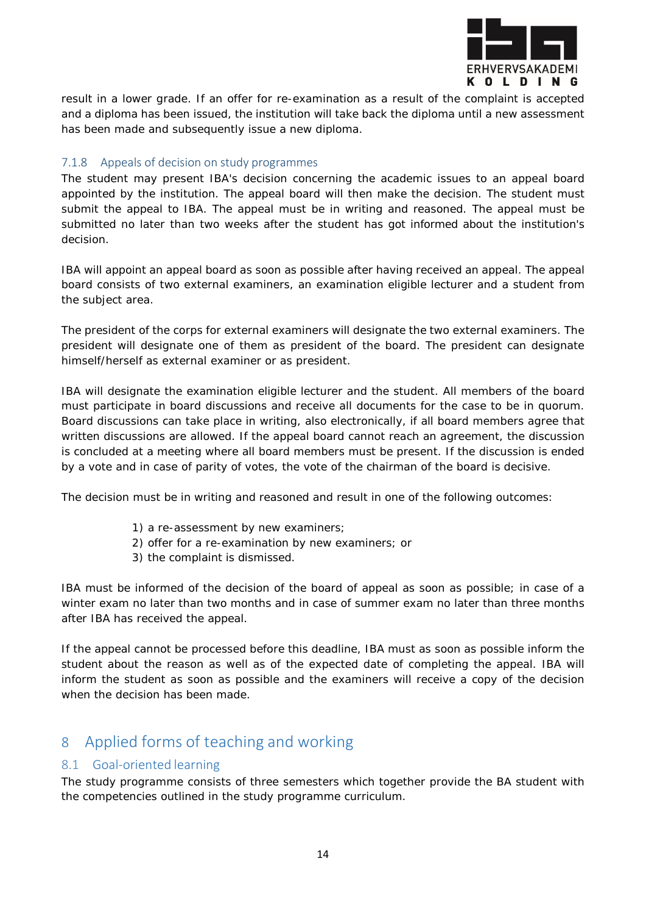result in a lower grade. If an offer for re-examination as a result of the complaint is accepted and a diploma has been issued, the institution will take back the diploma until a new assessment has been made and subsequently issue a new diploma.

### 7.1.8 Appeals of decision on study programmes

The student may present IBA's decision concerning the academic issues to an appeal board appointed by the institution. The appeal board will then make the decision. The student must submit the appeal to IBA. The appeal must be in writing and reasoned. The appeal must be submitted no later than two weeks after the student has got informed about the institution's decision.

IBA will appoint an appeal board as soon as possible after having received an appeal. The appeal board consists of two external examiners, an examination eligible lecturer and a student from the subject area.

The president of the corps for external examiners will designate the two external examiners. The president will designate one of them as president of the board. The president can designate himself/herself as external examiner or as president.

IBA will designate the examination eligible lecturer and the student. All members of the board must participate in board discussions and receive all documents for the case to be in quorum. Board discussions can take place in writing, also electronically, if all board members agree that written discussions are allowed. If the appeal board cannot reach an agreement, the discussion is concluded at a meeting where all board members must be present. If the discussion is ended by a vote and in case of parity of votes, the vote of the chairman of the board is decisive.

The decision must be in writing and reasoned and result in one of the following outcomes:

1) a re-assessment by new examiners;
2) offer for a re-examination by new examiners; or
3) the complaint is dismissed.

IBA must be informed of the decision of the board of appeal as soon as possible; in case of a winter exam no later than two months and in case of summer exam no later than three months after IBA has received the appeal.

If the appeal cannot be processed before this deadline, IBA must as soon as possible inform the student about the reason as well as of the expected date of completing the appeal. IBA will inform the student as soon as possible and the examiners will receive a copy of the decision when the decision has been made.

# 8 Applied forms of teaching and working

## 8.1 Goal-oriented learning

The study programme consists of three semesters which together provide the BA student with the competencies outlined in the study programme curriculum.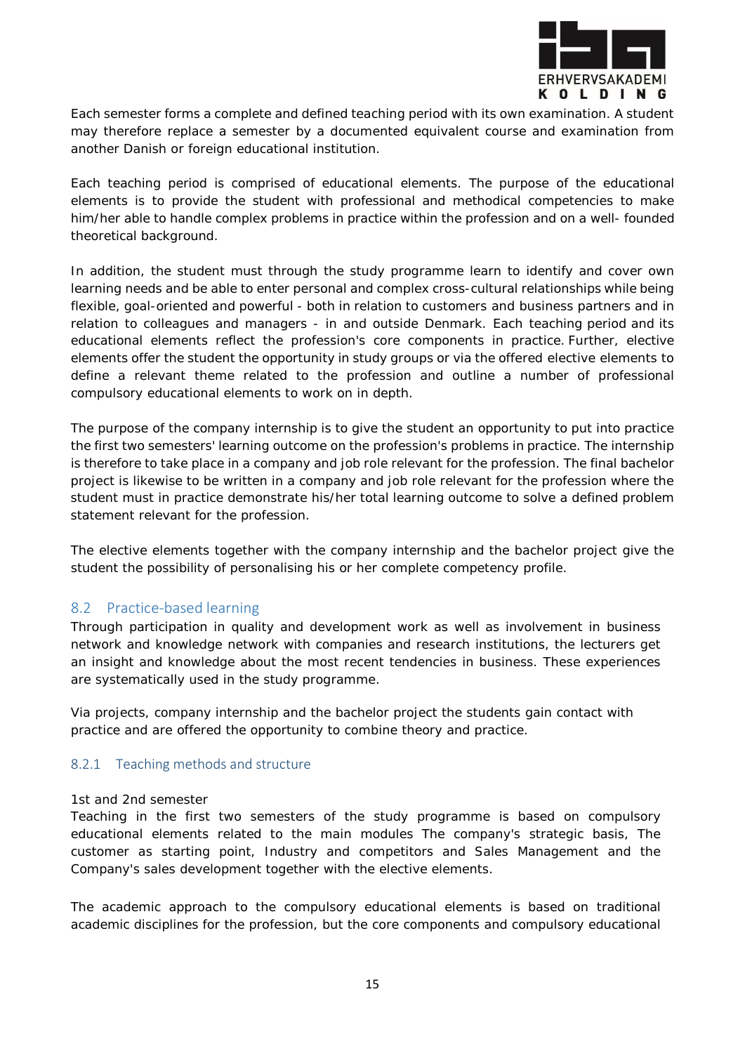Each semester forms a complete and defined teaching period with its own examination. A student may therefore replace a semester by a documented equivalent course and examination from another Danish or foreign educational institution.

Each teaching period is comprised of educational elements. The purpose of the educational elements is to provide the student with professional and methodical competencies to make him/her able to handle complex problems in practice within the profession and on a well- founded theoretical background.

In addition, the student must through the study programme learn to identify and cover own learning needs and be able to enter personal and complex cross-cultural relationships while being flexible, goal-oriented and powerful - both in relation to customers and business partners and in relation to colleagues and managers - in and outside Denmark. Each teaching period and its educational elements reflect the profession's core components in practice. Further, elective elements offer the student the opportunity in study groups or via the offered elective elements to define a relevant theme related to the profession and outline a number of professional compulsory educational elements to work on in depth.

The purpose of the company internship is to give the student an opportunity to put into practice the first two semesters' learning outcome on the profession's problems in practice. The internship is therefore to take place in a company and job role relevant for the profession. The final bachelor project is likewise to be written in a company and job role relevant for the profession where the student must in practice demonstrate his/her total learning outcome to solve a defined problem statement relevant for the profession.

The elective elements together with the company internship and the bachelor project give the student the possibility of personalising his or her complete competency profile.

## 8.2 Practice-based learning

Through participation in quality and development work as well as involvement in business network and knowledge network with companies and research institutions, the lecturers get an insight and knowledge about the most recent tendencies in business. These experiences are systematically used in the study programme.

Via projects, company internship and the bachelor project the students gain contact with practice and are offered the opportunity to combine theory and practice.

### 8.2.1 Teaching methods and structure

1st and 2nd semester
Teaching in the first two semesters of the study programme is based on compulsory educational elements related to the main modules The company's strategic basis, The customer as starting point, Industry and competitors and Sales Management and the Company's sales development together with the elective elements.

The academic approach to the compulsory educational elements is based on traditional academic disciplines for the profession, but the core components and compulsory educational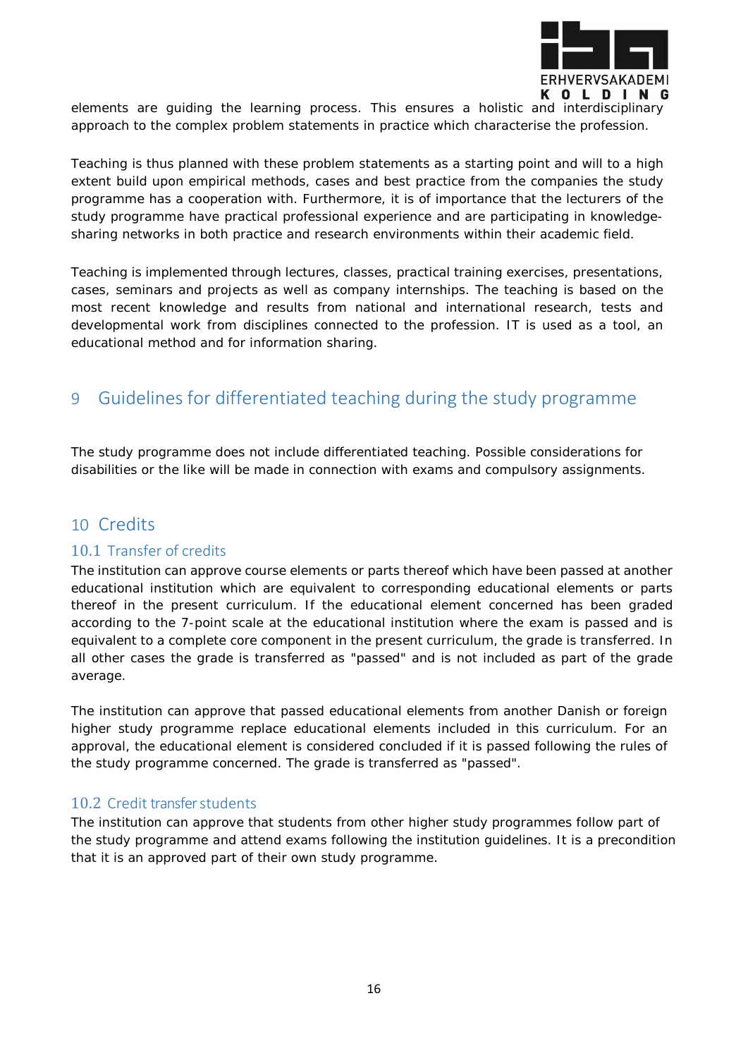elements are guiding the learning process. This ensures a holistic and interdisciplinary approach to the complex problem statements in practice which characterise the profession.

Teaching is thus planned with these problem statements as a starting point and will to a high extent build upon empirical methods, cases and best practice from the companies the study programme has a cooperation with. Furthermore, it is of importance that the lecturers of the study programme have practical professional experience and are participating in knowledge-sharing networks in both practice and research environments within their academic field.

Teaching is implemented through lectures, classes, practical training exercises, presentations, cases, seminars and projects as well as company internships. The teaching is based on the most recent knowledge and results from national and international research, tests and developmental work from disciplines connected to the profession. IT is used as a tool, an educational method and for information sharing.

# 9 Guidelines for differentiated teaching during the study programme

The study programme does not include differentiated teaching. Possible considerations for disabilities or the like will be made in connection with exams and compulsory assignments.

# 10 Credits

## 10.1 Transfer of credits

The institution can approve course elements or parts thereof which have been passed at another educational institution which are equivalent to corresponding educational elements or parts thereof in the present curriculum. If the educational element concerned has been graded according to the 7-point scale at the educational institution where the exam is passed and is equivalent to a complete core component in the present curriculum, the grade is transferred. In all other cases the grade is transferred as "passed" and is not included as part of the grade average.

The institution can approve that passed educational elements from another Danish or foreign higher study programme replace educational elements included in this curriculum. For an approval, the educational element is considered concluded if it is passed following the rules of the study programme concerned. The grade is transferred as "passed".

## 10.2 Credit transfer students

The institution can approve that students from other higher study programmes follow part of the study programme and attend exams following the institution guidelines. It is a precondition that it is an approved part of their own study programme.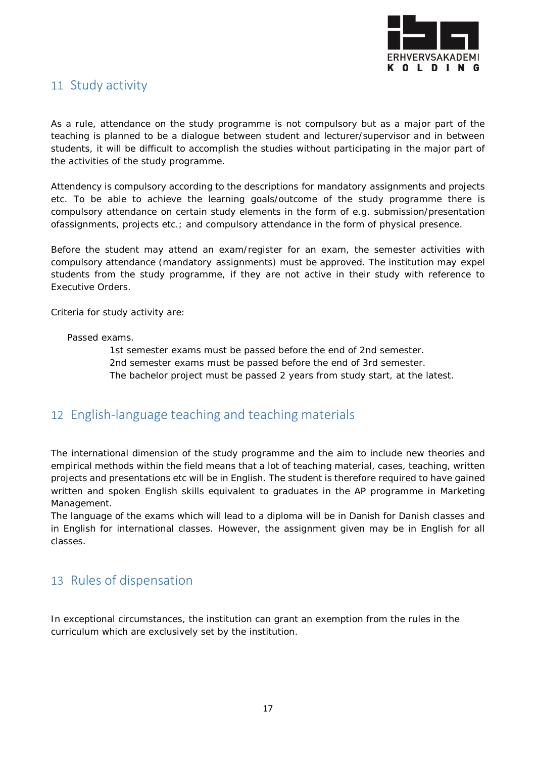## 11 Study activity

As a rule, attendance on the study programme is not compulsory but as a major part of the teaching is planned to be a dialogue between student and lecturer/supervisor and in between students, it will be difficult to accomplish the studies without participating in the major part of the activities of the study programme.

Attendency is compulsory according to the descriptions for mandatory assignments and projects etc. To be able to achieve the learning goals/outcome of the study programme there is compulsory attendance on certain study elements in the form of e.g. submission/presentation ofassignments, projects etc.; and compulsory attendance in the form of physical presence.

Before the student may attend an exam/register for an exam, the semester activities with compulsory attendance (mandatory assignments) must be approved. The institution may expel students from the study programme, if they are not active in their study with reference to Executive Orders.

Criteria for study activity are:

Passed exams.

1st semester exams must be passed before the end of 2nd semester.
2nd semester exams must be passed before the end of 3rd semester.
The bachelor project must be passed 2 years from study start, at the latest.

## 12 English-language teaching and teaching materials

The international dimension of the study programme and the aim to include new theories and empirical methods within the field means that a lot of teaching material, cases, teaching, written projects and presentations etc will be in English. The student is therefore required to have gained written and spoken English skills equivalent to graduates in the AP programme in Marketing Management.
The language of the exams which will lead to a diploma will be in Danish for Danish classes and in English for international classes. However, the assignment given may be in English for all classes.

## 13 Rules of dispensation

In exceptional circumstances, the institution can grant an exemption from the rules in the curriculum which are exclusively set by the institution.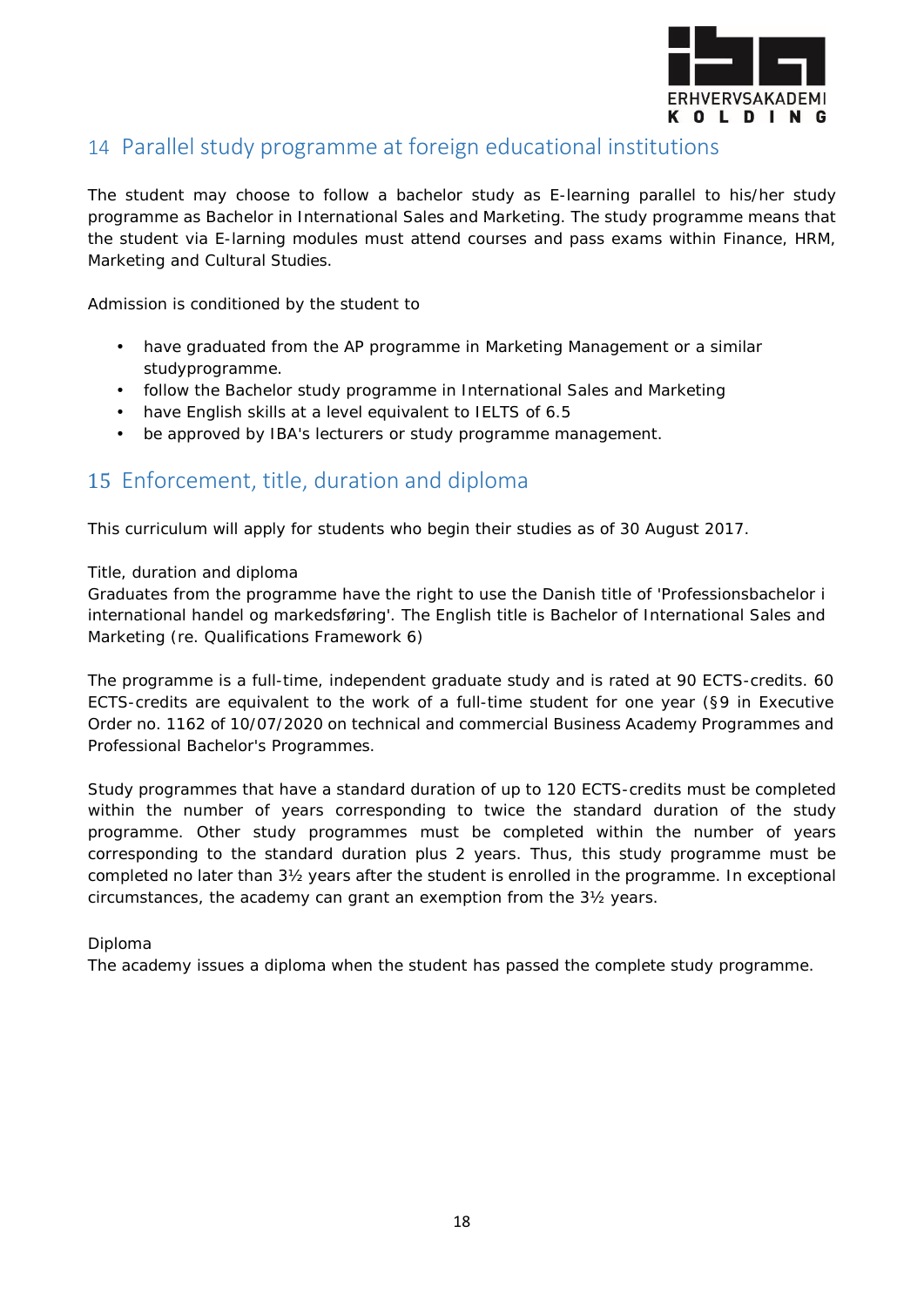## 14 Parallel study programme at foreign educational institutions

The student may choose to follow a bachelor study as E-learning parallel to his/her study programme as Bachelor in International Sales and Marketing. The study programme means that the student via E-larning modules must attend courses and pass exams within Finance, HRM, Marketing and Cultural Studies.

Admission is conditioned by the student to

- have graduated from the AP programme in Marketing Management or a similar studyprogramme.
- follow the Bachelor study programme in International Sales and Marketing
- have English skills at a level equivalent to IELTS of 6.5
- be approved by IBA's lecturers or study programme management.

## 15 Enforcement, title, duration and diploma

This curriculum will apply for students who begin their studies as of 30 August 2017.

Title, duration and diploma
Graduates from the programme have the right to use the Danish title of 'Professionsbachelor i international handel og markedsføring'. The English title is Bachelor of International Sales and Marketing (re. Qualifications Framework 6)

The programme is a full-time, independent graduate study and is rated at 90 ECTS-credits. 60 ECTS-credits are equivalent to the work of a full-time student for one year (§9 in Executive Order no. 1162 of 10/07/2020 on technical and commercial Business Academy Programmes and Professional Bachelor's Programmes.

Study programmes that have a standard duration of up to 120 ECTS-credits must be completed within the number of years corresponding to twice the standard duration of the study programme. Other study programmes must be completed within the number of years corresponding to the standard duration plus 2 years. Thus, this study programme must be completed no later than 3½ years after the student is enrolled in the programme. In exceptional circumstances, the academy can grant an exemption from the 3½ years.

Diploma
The academy issues a diploma when the student has passed the complete study programme.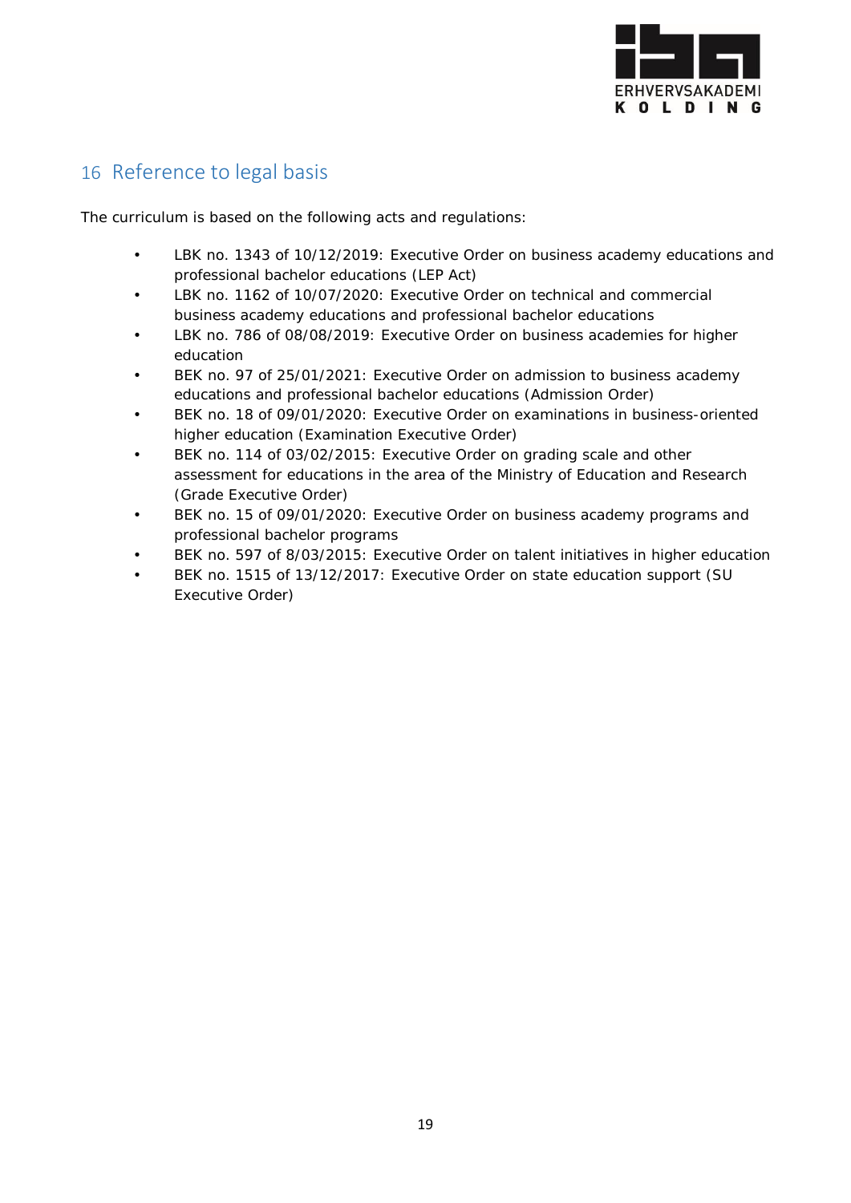## 16 Reference to legal basis

The curriculum is based on the following acts and regulations:

- LBK no. 1343 of 10/12/2019: Executive Order on business academy educations and professional bachelor educations (LEP Act)
- LBK no. 1162 of 10/07/2020: Executive Order on technical and commercial business academy educations and professional bachelor educations
- LBK no. 786 of 08/08/2019: Executive Order on business academies for higher education
- BEK no. 97 of 25/01/2021: Executive Order on admission to business academy educations and professional bachelor educations (Admission Order)
- BEK no. 18 of 09/01/2020: Executive Order on examinations in business-oriented higher education (Examination Executive Order)
- BEK no. 114 of 03/02/2015: Executive Order on grading scale and other assessment for educations in the area of the Ministry of Education and Research (Grade Executive Order)
- BEK no. 15 of 09/01/2020: Executive Order on business academy programs and professional bachelor programs
- BEK no. 597 of 8/03/2015: Executive Order on talent initiatives in higher education
- BEK no. 1515 of 13/12/2017: Executive Order on state education support (SU Executive Order)